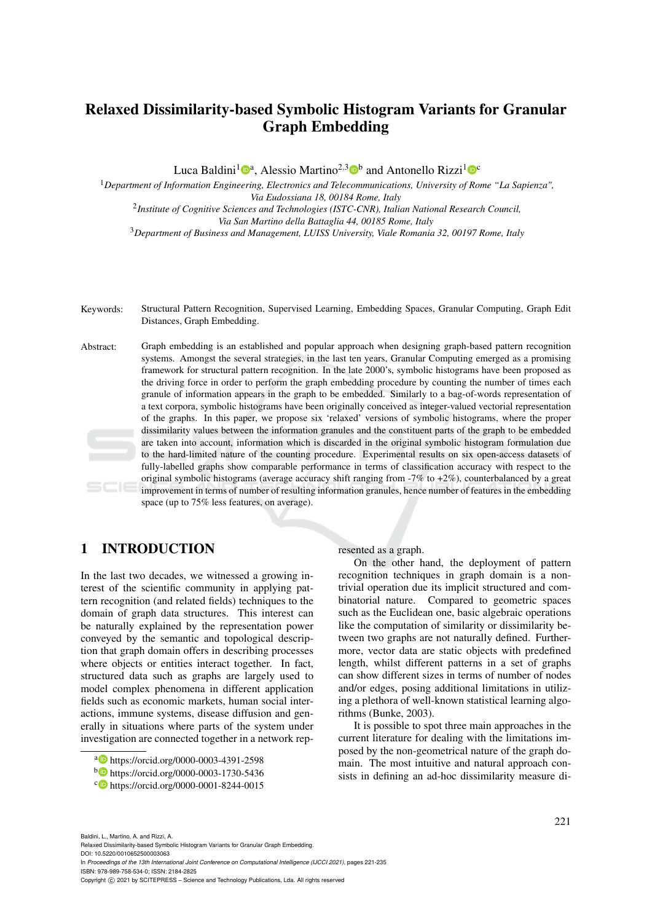# Relaxed Dissimilarity-based Symbolic Histogram Variants for Granular Graph Embedding

Luca Baldini[1][a], Alessio Martino[2,3][b] and Antonello Rizzi[1][c]

[1]*Department of Information Engineering, Electronics and Telecommunications, University of Rome "La Sapienza", Via Eudossiana 18, 00184 Rome, Italy*

[2]*Institute of Cognitive Sciences and Technologies (ISTC-CNR), Italian National Research Council, Via San Martino della Battaglia 44, 00185 Rome, Italy*

[3]*Department of Business and Management, LUISS University, Viale Romania 32, 00197 Rome, Italy*

Keywords: Structural Pattern Recognition, Supervised Learning, Embedding Spaces, Granular Computing, Graph Edit Distances, Graph Embedding.

Abstract: Graph embedding is an established and popular approach when designing graph-based pattern recognition systems. Amongst the several strategies, in the last ten years, Granular Computing emerged as a promising framework for structural pattern recognition. In the late 2000's, symbolic histograms have been proposed as the driving force in order to perform the graph embedding procedure by counting the number of times each granule of information appears in the graph to be embedded. Similarly to a bag-of-words representation of a text corpora, symbolic histograms have been originally conceived as integer-valued vectorial representation of the graphs. In this paper, we propose six 'relaxed' versions of symbolic histograms, where the proper dissimilarity values between the information granules and the constituent parts of the graph to be embedded are taken into account, information which is discarded in the original symbolic histogram formulation due to the hard-limited nature of the counting procedure. Experimental results on six open-access datasets of fully-labelled graphs show comparable performance in terms of classification accuracy with respect to the original symbolic histograms (average accuracy shift ranging from -7% to +2%), counterbalanced by a great improvement in terms of number of resulting information granules, hence number of features in the embedding space (up to 75% less features, on average).

## 1 INTRODUCTION

In the last two decades, we witnessed a growing interest of the scientific community in applying pattern recognition (and related fields) techniques to the domain of graph data structures. This interest can be naturally explained by the representation power conveyed by the semantic and topological description that graph domain offers in describing processes where objects or entities interact together. In fact, structured data such as graphs are largely used to model complex phenomena in different application fields such as economic markets, human social interactions, immune systems, disease diffusion and generally in situations where parts of the system under investigation are connected together in a network represented as a graph.

On the other hand, the deployment of pattern recognition techniques in graph domain is a non-trivial operation due its implicit structured and combinatorial nature. Compared to geometric spaces such as the Euclidean one, basic algebraic operations like the computation of similarity or dissimilarity between two graphs are not naturally defined. Furthermore, vector data are static objects with predefined length, whilst different patterns in a set of graphs can show different sizes in terms of number of nodes and/or edges, posing additional limitations in utilizing a plethora of well-known statistical learning algorithms (Bunke, 2003).

It is possible to spot three main approaches in the current literature for dealing with the limitations imposed by the non-geometrical nature of the graph domain. The most intuitive and natural approach consists in defining an ad-hoc dissimilarity measure di-

[a] https://orcid.org/0000-0003-4391-2598
[b] https://orcid.org/0000-0003-1730-5436
[c] https://orcid.org/0000-0001-8244-0015

Baldini, L., Martino, A. and Rizzi, A.
Relaxed Dissimilarity-based Symbolic Histogram Variants for Granular Graph Embedding.
DOI: 10.5220/0010652500003063
In *Proceedings of the 13th International Joint Conference on Computational Intelligence (IJCCI 2021)*, pages 221-235
ISBN: 978-989-758-534-0; ISSN: 2184-2825
Copyright © 2021 by SCITEPRESS – Science and Technology Publications, Lda. All rights reserved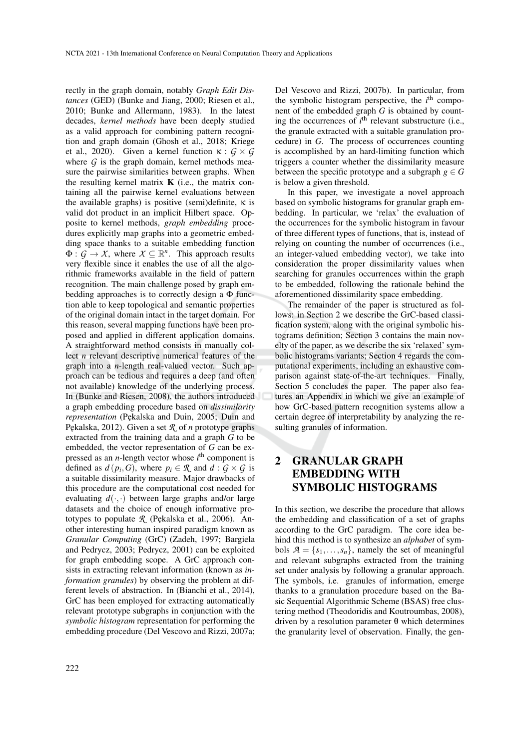rectly in the graph domain, notably *Graph Edit Distances* (GED) (Bunke and Jiang, 2000; Riesen et al., 2010; Bunke and Allermann, 1983). In the latest decades, *kernel methods* have been deeply studied as a valid approach for combining pattern recognition and graph domain (Ghosh et al., 2018; Kriege et al., 2020). Given a kernel function $\kappa : \mathcal{G} \times \mathcal{G}$ where $\mathcal{G}$ is the graph domain, kernel methods measure the pairwise similarities between graphs. When the resulting kernel matrix $\mathbf{K}$ (i.e., the matrix containing all the pairwise kernel evaluations between the available graphs) is positive (semi)definite, $\kappa$ is valid dot product in an implicit Hilbert space. Opposite to kernel methods, *graph embedding* procedures explicitly map graphs into a geometric embedding space thanks to a suitable embedding function $\Phi : \mathcal{G} \rightarrow \mathcal{X}$, where $\mathcal{X} \subseteq \mathbb{R}^n$. This approach results very flexible since it enables the use of all the algorithmic frameworks available in the field of pattern recognition. The main challenge posed by graph embedding approaches is to correctly design a $\Phi$ function able to keep topological and semantic properties of the original domain intact in the target domain. For this reason, several mapping functions have been proposed and applied in different application domains. A straightforward method consists in manually collect $n$ relevant descriptive numerical features of the graph into a $n$-length real-valued vector. Such approach can be tedious and requires a deep (and often not available) knowledge of the underlying process. In (Bunke and Riesen, 2008), the authors introduced a graph embedding procedure based on *dissimilarity representation* (Pękalska and Duin, 2005; Duin and Pękalska, 2012). Given a set $\mathcal{R}$ of $n$ prototype graphs extracted from the training data and a graph $G$ to be embedded, the vector representation of $G$ can be expressed as an $n$-length vector whose $i^{\text{th}}$ component is defined as $d(p_i, G)$, where $p_i \in \mathcal{R}$ and $d : \mathcal{G} \times \mathcal{G}$ is a suitable dissimilarity measure. Major drawbacks of this procedure are the computational cost needed for evaluating $d(\cdot,\cdot)$ between large graphs and/or large datasets and the choice of enough informative prototypes to populate $\mathcal{R}$ (Pękalska et al., 2006). Another interesting human inspired paradigm known as *Granular Computing* (GrC) (Zadeh, 1997; Bargiela and Pedrycz, 2003; Pedrycz, 2001) can be exploited for graph embedding scope. A GrC approach consists in extracting relevant information (known as *information granules*) by observing the problem at different levels of abstraction. In (Bianchi et al., 2014), GrC has been employed for extracting automatically relevant prototype subgraphs in conjunction with the *symbolic histogram* representation for performing the embedding procedure (Del Vescovo and Rizzi, 2007a; Del Vescovo and Rizzi, 2007b). In particular, from the symbolic histogram perspective, the $i^{\text{th}}$ component of the embedded graph $G$ is obtained by counting the occurrences of $i^{\text{th}}$ relevant substructure (i.e., the granule extracted with a suitable granulation procedure) in $G$. The process of occurrences counting is accomplished by an hard-limiting function which triggers a counter whether the dissimilarity measure between the specific prototype and a subgraph $g \in G$ is below a given threshold.

In this paper, we investigate a novel approach based on symbolic histograms for granular graph embedding. In particular, we 'relax' the evaluation of the occurrences for the symbolic histogram in favour of three different types of functions, that is, instead of relying on counting the number of occurrences (i.e., an integer-valued embedding vector), we take into consideration the proper dissimilarity values when searching for granules occurrences within the graph to be embedded, following the rationale behind the aforementioned dissimilarity space embedding.

The remainder of the paper is structured as follows: in Section 2 we describe the GrC-based classification system, along with the original symbolic histograms definition; Section 3 contains the main novelty of the paper, as we describe the six 'relaxed' symbolic histograms variants; Section 4 regards the computational experiments, including an exhaustive comparison against state-of-the-art techniques. Finally, Section 5 concludes the paper. The paper also features an Appendix in which we give an example of how GrC-based pattern recognition systems allow a certain degree of interpretability by analyzing the resulting granules of information.

## 2 GRANULAR GRAPH EMBEDDING WITH SYMBOLIC HISTOGRAMS

In this section, we describe the procedure that allows the embedding and classification of a set of graphs according to the GrC paradigm. The core idea behind this method is to synthesize an *alphabet* of symbols $\mathcal{A} = \{s_1, \ldots, s_n\}$, namely the set of meaningful and relevant subgraphs extracted from the training set under analysis by following a granular approach. The symbols, i.e. granules of information, emerge thanks to a granulation procedure based on the Basic Sequential Algorithmic Scheme (BSAS) free clustering method (Theodoridis and Koutroumbas, 2008), driven by a resolution parameter $\theta$ which determines the granularity level of observation. Finally, the gen-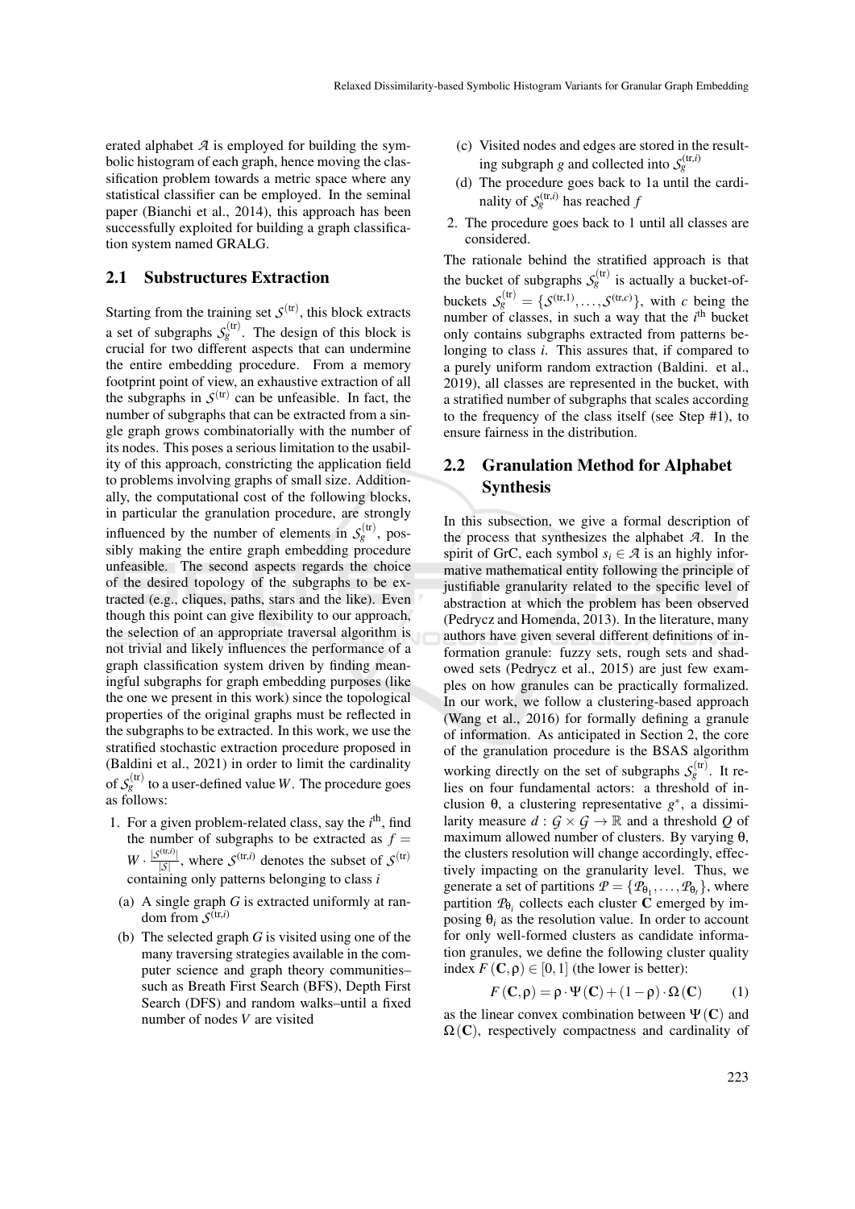erated alphabet $\mathcal{A}$ is employed for building the symbolic histogram of each graph, hence moving the classification problem towards a metric space where any statistical classifier can be employed. In the seminal paper (Bianchi et al., 2014), this approach has been successfully exploited for building a graph classification system named GRALG.

### 2.1 Substructures Extraction

Starting from the training set $\mathcal{S}^{(\mathrm{tr})}$, this block extracts a set of subgraphs $\mathcal{S}_g^{(\mathrm{tr})}$. The design of this block is crucial for two different aspects that can undermine the entire embedding procedure. From a memory footprint point of view, an exhaustive extraction of all the subgraphs in $\mathcal{S}^{(\mathrm{tr})}$ can be unfeasible. In fact, the number of subgraphs that can be extracted from a single graph grows combinatorially with the number of its nodes. This poses a serious limitation to the usability of this approach, constricting the application field to problems involving graphs of small size. Additionally, the computational cost of the following blocks, in particular the granulation procedure, are strongly influenced by the number of elements in $\mathcal{S}_g^{(\mathrm{tr})}$, possibly making the entire graph embedding procedure unfeasible. The second aspects regards the choice of the desired topology of the subgraphs to be extracted (e.g., cliques, paths, stars and the like). Even though this point can give flexibility to our approach, the selection of an appropriate traversal algorithm is not trivial and likely influences the performance of a graph classification system driven by finding meaningful subgraphs for graph embedding purposes (like the one we present in this work) since the topological properties of the original graphs must be reflected in the subgraphs to be extracted. In this work, we use the stratified stochastic extraction procedure proposed in (Baldini et al., 2021) in order to limit the cardinality of $\mathcal{S}_g^{(\mathrm{tr})}$ to a user-defined value $W$. The procedure goes as follows:

1. For a given problem-related class, say the $i^{\text{th}}$, find the number of subgraphs to be extracted as $f = W \cdot \frac{|\mathcal{S}^{(\mathrm{tr},i)}|}{|\mathcal{S}|}$, where $\mathcal{S}^{(\mathrm{tr},i)}$ denotes the subset of $\mathcal{S}^{(\mathrm{tr})}$ containing only patterns belonging to class $i$
   (a) A single graph $G$ is extracted uniformly at random from $\mathcal{S}^{(\mathrm{tr},i)}$
   (b) The selected graph $G$ is visited using one of the many traversing strategies available in the computer science and graph theory communities–such as Breath First Search (BFS), Depth First Search (DFS) and random walks–until a fixed number of nodes $V$ are visited
   (c) Visited nodes and edges are stored in the resulting subgraph $g$ and collected into $\mathcal{S}_g^{(\mathrm{tr},i)}$
   (d) The procedure goes back to 1a until the cardinality of $\mathcal{S}_g^{(\mathrm{tr},i)}$ has reached $f$
2. The procedure goes back to 1 until all classes are considered.

The rationale behind the stratified approach is that the bucket of subgraphs $\mathcal{S}_g^{(\mathrm{tr})}$ is actually a bucket-of-buckets $\mathcal{S}_g^{(\mathrm{tr})} = \{\mathcal{S}^{(\mathrm{tr},1)}, \ldots, \mathcal{S}^{(\mathrm{tr},c)}\}$, with $c$ being the number of classes, in such a way that the $i^{\text{th}}$ bucket only contains subgraphs extracted from patterns belonging to class $i$. This assures that, if compared to a purely uniform random extraction (Baldini. et al., 2019), all classes are represented in the bucket, with a stratified number of subgraphs that scales according to the frequency of the class itself (see Step #1), to ensure fairness in the distribution.

### 2.2 Granulation Method for Alphabet Synthesis

In this subsection, we give a formal description of the process that synthesizes the alphabet $\mathcal{A}$. In the spirit of GrC, each symbol $s_i \in \mathcal{A}$ is an highly informative mathematical entity following the principle of justifiable granularity related to the specific level of abstraction at which the problem has been observed (Pedrycz and Homenda, 2013). In the literature, many authors have given several different definitions of information granule: fuzzy sets, rough sets and shadowed sets (Pedrycz et al., 2015) are just few examples on how granules can be practically formalized. In our work, we follow a clustering-based approach (Wang et al., 2016) for formally defining a granule of information. As anticipated in Section 2, the core of the granulation procedure is the BSAS algorithm working directly on the set of subgraphs $\mathcal{S}_g^{(\mathrm{tr})}$. It relies on four fundamental actors: a threshold of inclusion $\theta$, a clustering representative $g^*$, a dissimilarity measure $d : \mathcal{G} \times \mathcal{G} \rightarrow \mathbb{R}$ and a threshold $Q$ of maximum allowed number of clusters. By varying $\theta$, the clusters resolution will change accordingly, effectively impacting on the granularity level. Thus, we generate a set of partitions $\mathcal{P} = \{\mathcal{P}_{\theta_1}, \ldots, \mathcal{P}_{\theta_t}\}$, where partition $\mathcal{P}_{\theta_i}$ collects each cluster $\mathbf{C}$ emerged by imposing $\theta_i$ as the resolution value. In order to account for only well-formed clusters as candidate information granules, we define the following cluster quality index $F(\mathbf{C}, \rho) \in [0, 1]$ (the lower is better):

$$F(\mathbf{C}, \rho) = \rho \cdot \Psi(\mathbf{C}) + (1 - \rho) \cdot \Omega(\mathbf{C}) \qquad (1)$$

as the linear convex combination between $\Psi(\mathbf{C})$ and $\Omega(\mathbf{C})$, respectively compactness and cardinality of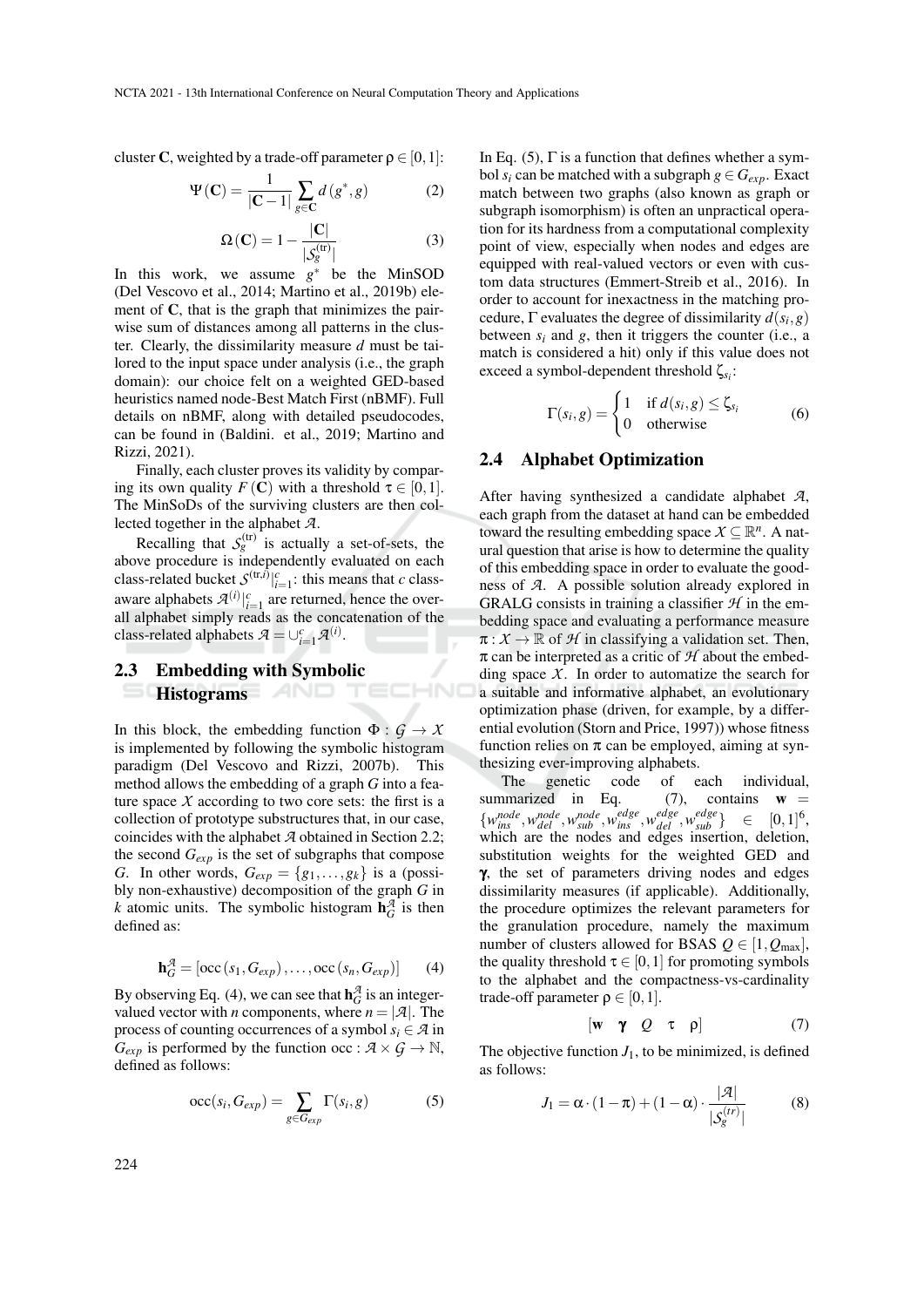cluster $\mathbf{C}$, weighted by a trade-off parameter $\rho \in [0,1]$:

$$\Psi(\mathbf{C}) = \frac{1}{|\mathbf{C}-1|} \sum_{g \in \mathbf{C}} d\left(g^*, g\right) \tag{2}$$

$$\Omega(\mathbf{C}) = 1 - \frac{|\mathbf{C}|}{|\mathcal{S}_g^{(\mathrm{tr})}|} \tag{3}$$

In this work, we assume $g^*$ be the MinSOD (Del Vescovo et al., 2014; Martino et al., 2019b) element of $\mathbf{C}$, that is the graph that minimizes the pairwise sum of distances among all patterns in the cluster. Clearly, the dissimilarity measure $d$ must be tailored to the input space under analysis (i.e., the graph domain): our choice felt on a weighted GED-based heuristics named node-Best Match First (nBMF). Full details on nBMF, along with detailed pseudocodes, can be found in (Baldini. et al., 2019; Martino and Rizzi, 2021).

Finally, each cluster proves its validity by comparing its own quality $F(\mathbf{C})$ with a threshold $\tau \in [0,1]$. The MinSoDs of the surviving clusters are then collected together in the alphabet $\mathcal{A}$.

Recalling that $\mathcal{S}_g^{(\mathrm{tr})}$ is actually a set-of-sets, the above procedure is independently evaluated on each class-related bucket $\mathcal{S}^{(\mathrm{tr},i)}|_{i=1}^{c}$: this means that $c$ class-aware alphabets $\mathcal{A}^{(i)}|_{i=1}^{c}$ are returned, hence the overall alphabet simply reads as the concatenation of the class-related alphabets $\mathcal{A} = \cup_{i=1}^{c} \mathcal{A}^{(i)}$.

## 2.3 Embedding with Symbolic Histograms

In this block, the embedding function $\Phi : \mathcal{G} \rightarrow \mathcal{X}$ is implemented by following the symbolic histogram paradigm (Del Vescovo and Rizzi, 2007b). This method allows the embedding of a graph $G$ into a feature space $\mathcal{X}$ according to two core sets: the first is a collection of prototype substructures that, in our case, coincides with the alphabet $\mathcal{A}$ obtained in Section 2.2; the second $G_{exp}$ is the set of subgraphs that compose $G$. In other words, $G_{exp} = \{g_1, \ldots, g_k\}$ is a (possibly non-exhaustive) decomposition of the graph $G$ in $k$ atomic units. The symbolic histogram $\mathbf{h}_G^{\mathcal{A}}$ is then defined as:

$$\mathbf{h}_G^{\mathcal{A}} = \left[\mathrm{occ}\left(s_1, G_{exp}\right), \ldots, \mathrm{occ}\left(s_n, G_{exp}\right)\right] \tag{4}$$

By observing Eq. (4), we can see that $\mathbf{h}_G^{\mathcal{A}}$ is an integer-valued vector with $n$ components, where $n = |\mathcal{A}|$. The process of counting occurrences of a symbol $s_i \in \mathcal{A}$ in $G_{exp}$ is performed by the function $\mathrm{occ} : \mathcal{A} \times \mathcal{G} \rightarrow \mathbb{N}$, defined as follows:

$$\mathrm{occ}(s_i, G_{exp}) = \sum_{g \in G_{exp}} \Gamma(s_i, g) \tag{5}$$

In Eq. (5), $\Gamma$ is a function that defines whether a symbol $s_i$ can be matched with a subgraph $g \in G_{exp}$. Exact match between two graphs (also known as graph or subgraph isomorphism) is often an unpractical operation for its hardness from a computational complexity point of view, especially when nodes and edges are equipped with real-valued vectors or even with custom data structures (Emmert-Streib et al., 2016). In order to account for inexactness in the matching procedure, $\Gamma$ evaluates the degree of dissimilarity $d(s_i, g)$ between $s_i$ and $g$, then it triggers the counter (i.e., a match is considered a hit) only if this value does not exceed a symbol-dependent threshold $\zeta_{s_i}$:

$$\Gamma(s_i, g) = \begin{cases} 1 & \text{if } d(s_i, g) \leq \zeta_{s_i} \\ 0 & \text{otherwise} \end{cases} \tag{6}$$

## 2.4 Alphabet Optimization

After having synthesized a candidate alphabet $\mathcal{A}$, each graph from the dataset at hand can be embedded toward the resulting embedding space $\mathcal{X} \subseteq \mathbb{R}^n$. A natural question that arise is how to determine the quality of this embedding space in order to evaluate the goodness of $\mathcal{A}$. A possible solution already explored in GRALG consists in training a classifier $\mathcal{H}$ in the embedding space and evaluating a performance measure $\pi : \mathcal{X} \rightarrow \mathbb{R}$ of $\mathcal{H}$ in classifying a validation set. Then, $\pi$ can be interpreted as a critic of $\mathcal{H}$ about the embedding space $\mathcal{X}$. In order to automatize the search for a suitable and informative alphabet, an evolutionary optimization phase (driven, for example, by a differential evolution (Storn and Price, 1997)) whose fitness function relies on $\pi$ can be employed, aiming at synthesizing ever-improving alphabets.

The genetic code of each individual, summarized in Eq. (7), contains $\mathbf{w} = \{w_{ins}^{node}, w_{del}^{node}, w_{sub}^{node}, w_{ins}^{edge}, w_{del}^{edge}, w_{sub}^{edge}\} \in [0,1]^6$, which are the nodes and edges insertion, deletion, substitution weights for the weighted GED and $\boldsymbol{\gamma}$, the set of parameters driving nodes and edges dissimilarity measures (if applicable). Additionally, the procedure optimizes the relevant parameters for the granulation procedure, namely the maximum number of clusters allowed for BSAS $Q \in [1, Q_{\max}]$, the quality threshold $\tau \in [0,1]$ for promoting symbols to the alphabet and the compactness-vs-cardinality trade-off parameter $\rho \in [0,1]$.

$$\left[\mathbf{w} \quad \boldsymbol{\gamma} \quad Q \quad \tau \quad \rho\right] \tag{7}$$

The objective function $J_1$, to be minimized, is defined as follows:

$$J_1 = \alpha \cdot (1 - \pi) + (1 - \alpha) \cdot \frac{|\mathcal{A}|}{|\mathcal{S}_g^{(tr)}|} \tag{8}$$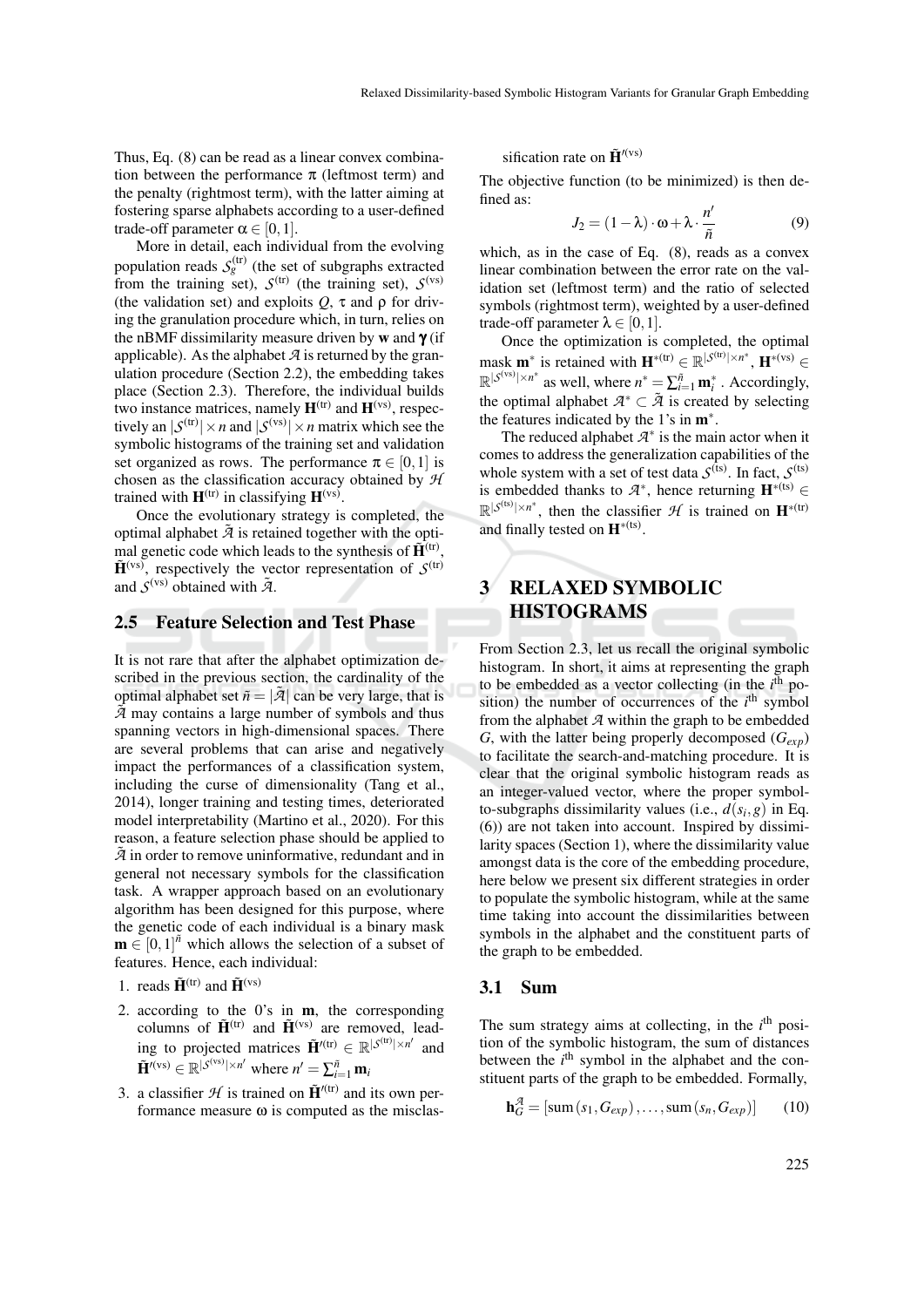Thus, Eq. (8) can be read as a linear convex combination between the performance $\pi$ (leftmost term) and the penalty (rightmost term), with the latter aiming at fostering sparse alphabets according to a user-defined trade-off parameter $\alpha \in [0,1]$.

More in detail, each individual from the evolving population reads $\mathcal{S}_g^{(\mathrm{tr})}$ (the set of subgraphs extracted from the training set), $\mathcal{S}^{(\mathrm{tr})}$ (the training set), $\mathcal{S}^{(\mathrm{vs})}$ (the validation set) and exploits $Q$, $\tau$ and $\rho$ for driving the granulation procedure which, in turn, relies on the nBMF dissimilarity measure driven by $\mathbf{w}$ and $\boldsymbol{\gamma}$ (if applicable). As the alphabet $\mathcal{A}$ is returned by the granulation procedure (Section 2.2), the embedding takes place (Section 2.3). Therefore, the individual builds two instance matrices, namely $\mathbf{H}^{(\mathrm{tr})}$ and $\mathbf{H}^{(\mathrm{vs})}$, respectively an $|\mathcal{S}^{(\mathrm{tr})}| \times n$ and $|\mathcal{S}^{(\mathrm{vs})}| \times n$ matrix which see the symbolic histograms of the training set and validation set organized as rows. The performance $\pi \in [0,1]$ is chosen as the classification accuracy obtained by $\mathcal{H}$ trained with $\mathbf{H}^{(\mathrm{tr})}$ in classifying $\mathbf{H}^{(\mathrm{vs})}$.

Once the evolutionary strategy is completed, the optimal alphabet $\tilde{\mathcal{A}}$ is retained together with the optimal genetic code which leads to the synthesis of $\tilde{\mathbf{H}}^{(\mathrm{tr})}$, $\tilde{\mathbf{H}}^{(\mathrm{vs})}$, respectively the vector representation of $\mathcal{S}^{(\mathrm{tr})}$ and $\mathcal{S}^{(\mathrm{vs})}$ obtained with $\tilde{\mathcal{A}}$.

## 2.5 Feature Selection and Test Phase

It is not rare that after the alphabet optimization described in the previous section, the cardinality of the optimal alphabet set $\tilde{n} = |\tilde{\mathcal{A}}|$ can be very large, that is $\tilde{\mathcal{A}}$ may contains a large number of symbols and thus spanning vectors in high-dimensional spaces. There are several problems that can arise and negatively impact the performances of a classification system, including the curse of dimensionality (Tang et al., 2014), longer training and testing times, deteriorated model interpretability (Martino et al., 2020). For this reason, a feature selection phase should be applied to $\tilde{\mathcal{A}}$ in order to remove uninformative, redundant and in general not necessary symbols for the classification task. A wrapper approach based on an evolutionary algorithm has been designed for this purpose, where the genetic code of each individual is a binary mask $\mathbf{m} \in [0,1]^{\tilde{n}}$ which allows the selection of a subset of features. Hence, each individual:

1. reads $\tilde{\mathbf{H}}^{(\mathrm{tr})}$ and $\tilde{\mathbf{H}}^{(\mathrm{vs})}$
2. according to the 0's in $\mathbf{m}$, the corresponding columns of $\tilde{\mathbf{H}}^{(\mathrm{tr})}$ and $\tilde{\mathbf{H}}^{(\mathrm{vs})}$ are removed, leading to projected matrices $\tilde{\mathbf{H}}'^{(\mathrm{tr})} \in \mathbb{R}^{|\mathcal{S}^{(\mathrm{tr})}| \times n'}$ and $\tilde{\mathbf{H}}'^{(\mathrm{vs})} \in \mathbb{R}^{|\mathcal{S}^{(\mathrm{vs})}| \times n'}$ where $n' = \sum_{i=1}^{\tilde{n}} \mathbf{m}_i$
3. a classifier $\mathcal{H}$ is trained on $\tilde{\mathbf{H}}'^{(\mathrm{tr})}$ and its own performance measure $\omega$ is computed as the misclassification rate on $\tilde{\mathbf{H}}'^{(\mathrm{vs})}$

The objective function (to be minimized) is then defined as:

$$J_2 = (1-\lambda) \cdot \omega + \lambda \cdot \frac{n'}{\tilde{n}} \tag{9}$$

which, as in the case of Eq. (8), reads as a convex linear combination between the error rate on the validation set (leftmost term) and the ratio of selected symbols (rightmost term), weighted by a user-defined trade-off parameter $\lambda \in [0,1]$.

Once the optimization is completed, the optimal mask $\mathbf{m}^*$ is retained with $\mathbf{H}^{*(\mathrm{tr})} \in \mathbb{R}^{|\mathcal{S}^{(\mathrm{tr})}| \times n^*}$, $\mathbf{H}^{*(\mathrm{vs})} \in \mathbb{R}^{|\mathcal{S}^{(\mathrm{vs})}| \times n^*}$ as well, where $n^* = \sum_{i=1}^{\tilde{n}} \mathbf{m}_i^*$. Accordingly, the optimal alphabet $\mathcal{A}^* \subset \tilde{\mathcal{A}}$ is created by selecting the features indicated by the 1's in $\mathbf{m}^*$.

The reduced alphabet $\mathcal{A}^*$ is the main actor when it comes to address the generalization capabilities of the whole system with a set of test data $\mathcal{S}^{(\mathrm{ts})}$. In fact, $\mathcal{S}^{(\mathrm{ts})}$ is embedded thanks to $\mathcal{A}^*$, hence returning $\mathbf{H}^{*(\mathrm{ts})} \in \mathbb{R}^{|\mathcal{S}^{(\mathrm{ts})}| \times n^*}$, then the classifier $\mathcal{H}$ is trained on $\mathbf{H}^{*(\mathrm{tr})}$ and finally tested on $\mathbf{H}^{*(\mathrm{ts})}$.

# 3 RELAXED SYMBOLIC HISTOGRAMS

From Section 2.3, let us recall the original symbolic histogram. In short, it aims at representing the graph to be embedded as a vector collecting (in the $i^{\mathrm{th}}$ position) the number of occurrences of the $i^{\mathrm{th}}$ symbol from the alphabet $\mathcal{A}$ within the graph to be embedded $G$, with the latter being properly decomposed ($G_{exp}$) to facilitate the search-and-matching procedure. It is clear that the original symbolic histogram reads as an integer-valued vector, where the proper symbol-to-subgraphs dissimilarity values (i.e., $d(s_i, g)$ in Eq. (6)) are not taken into account. Inspired by dissimilarity spaces (Section 1), where the dissimilarity value amongst data is the core of the embedding procedure, here below we present six different strategies in order to populate the symbolic histogram, while at the same time taking into account the dissimilarities between symbols in the alphabet and the constituent parts of the graph to be embedded.

## 3.1 Sum

The sum strategy aims at collecting, in the $i^{\mathrm{th}}$ position of the symbolic histogram, the sum of distances between the $i^{\mathrm{th}}$ symbol in the alphabet and the constituent parts of the graph to be embedded. Formally,

$$\mathbf{h}_G^{\mathcal{A}} = [\mathrm{sum}(s_1, G_{exp}), \ldots, \mathrm{sum}(s_n, G_{exp})] \tag{10}$$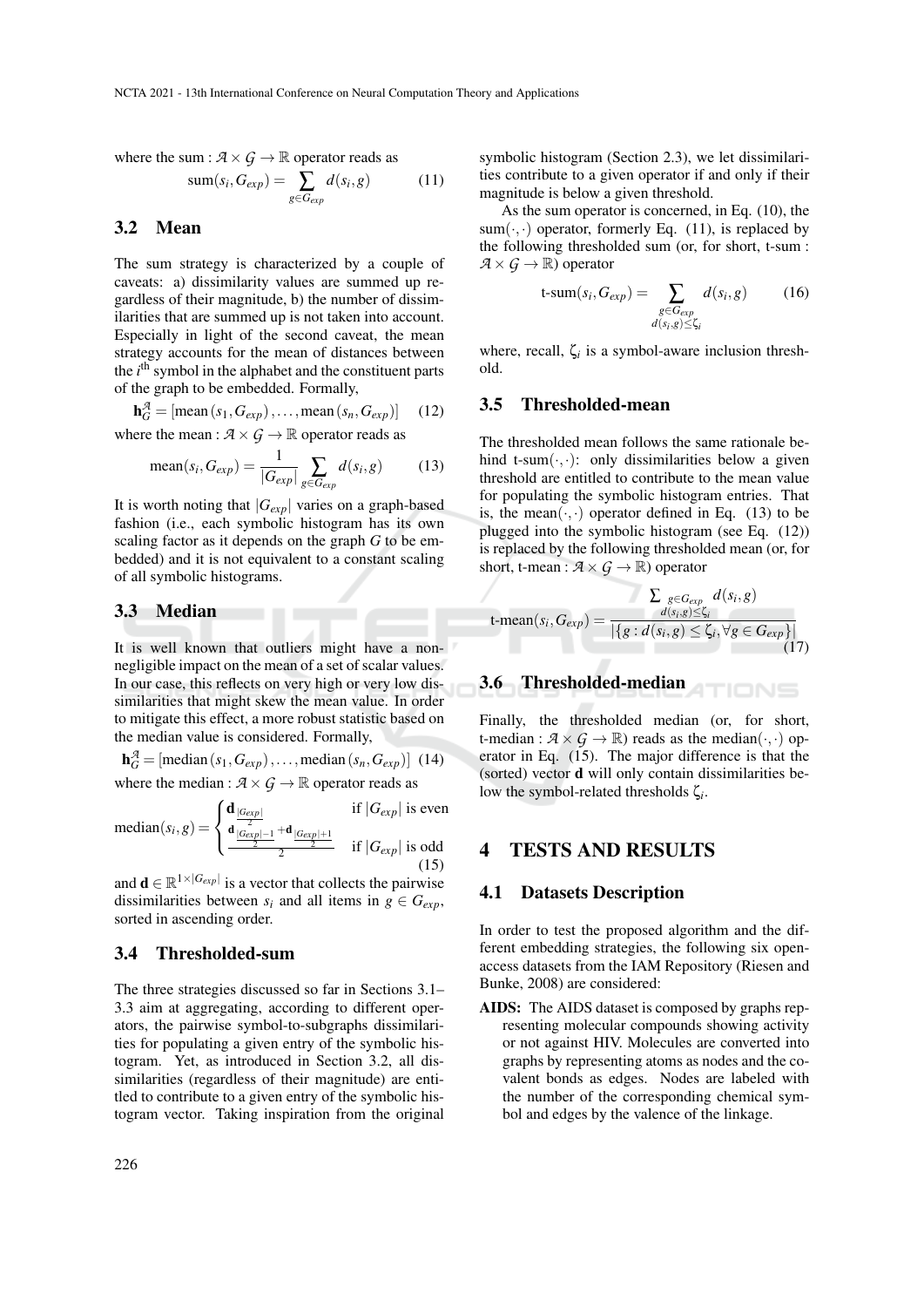where the sum : $\mathcal{A} \times \mathcal{G} \rightarrow \mathbb{R}$ operator reads as

$$\text{sum}(s_i, G_{exp}) = \sum_{g \in G_{exp}} d(s_i, g) \tag{11}$$

## 3.2 Mean

The sum strategy is characterized by a couple of caveats: a) dissimilarity values are summed up regardless of their magnitude, b) the number of dissimilarities that are summed up is not taken into account. Especially in light of the second caveat, the mean strategy accounts for the mean of distances between the $i^{\text{th}}$ symbol in the alphabet and the constituent parts of the graph to be embedded. Formally,

$$\mathbf{h}_G^{\mathcal{A}} = [\text{mean}(s_1, G_{exp}), \ldots, \text{mean}(s_n, G_{exp})] \tag{12}$$

where the mean : $\mathcal{A} \times \mathcal{G} \rightarrow \mathbb{R}$ operator reads as

$$\text{mean}(s_i, G_{exp}) = \frac{1}{|G_{exp}|} \sum_{g \in G_{exp}} d(s_i, g) \tag{13}$$

It is worth noting that $|G_{exp}|$ varies on a graph-based fashion (i.e., each symbolic histogram has its own scaling factor as it depends on the graph $G$ to be embedded) and it is not equivalent to a constant scaling of all symbolic histograms.

## 3.3 Median

It is well known that outliers might have a non-negligible impact on the mean of a set of scalar values. In our case, this reflects on very high or very low dissimilarities that might skew the mean value. In order to mitigate this effect, a more robust statistic based on the median value is considered. Formally,

$$\mathbf{h}_G^{\mathcal{A}} = [\text{median}(s_1, G_{exp}), \ldots, \text{median}(s_n, G_{exp})] \tag{14}$$

where the median : $\mathcal{A} \times \mathcal{G} \rightarrow \mathbb{R}$ operator reads as

$$\text{median}(s_i, g) = \begin{cases} \mathbf{d}_{\frac{|G_{exp}|}{2}} & \text{if } |G_{exp}| \text{ is even} \\ \frac{\mathbf{d}_{\frac{|G_{exp}|-1}{2}} + \mathbf{d}_{\frac{|G_{exp}|+1}{2}}}{2} & \text{if } |G_{exp}| \text{ is odd} \end{cases} \tag{15}$$

and $\mathbf{d} \in \mathbb{R}^{1 \times |G_{exp}|}$ is a vector that collects the pairwise dissimilarities between $s_i$ and all items in $g \in G_{exp}$, sorted in ascending order.

## 3.4 Thresholded-sum

The three strategies discussed so far in Sections 3.1–3.3 aim at aggregating, according to different operators, the pairwise symbol-to-subgraphs dissimilarities for populating a given entry of the symbolic histogram. Yet, as introduced in Section 3.2, all dissimilarities (regardless of their magnitude) are entitled to contribute to a given entry of the symbolic histogram vector. Taking inspiration from the original symbolic histogram (Section 2.3), we let dissimilarities contribute to a given operator if and only if their magnitude is below a given threshold.

As the sum operator is concerned, in Eq. (10), the $\text{sum}(\cdot, \cdot)$ operator, formerly Eq. (11), is replaced by the following thresholded sum (or, for short, t-sum : $\mathcal{A} \times \mathcal{G} \rightarrow \mathbb{R}$) operator

$$\text{t-sum}(s_i, G_{exp}) = \sum_{\substack{g \in G_{exp} \\ d(s_i, g) \leq \zeta_i}} d(s_i, g) \tag{16}$$

where, recall, $\zeta_i$ is a symbol-aware inclusion threshold.

## 3.5 Thresholded-mean

The thresholded mean follows the same rationale behind $\text{t-sum}(\cdot, \cdot)$: only dissimilarities below a given threshold are entitled to contribute to the mean value for populating the symbolic histogram entries. That is, the $\text{mean}(\cdot, \cdot)$ operator defined in Eq. (13) to be plugged into the symbolic histogram (see Eq. (12)) is replaced by the following thresholded mean (or, for short, t-mean : $\mathcal{A} \times \mathcal{G} \rightarrow \mathbb{R}$) operator

$$\text{t-mean}(s_i, G_{exp}) = \frac{\sum_{\substack{g \in G_{exp} \\ d(s_i, g) \leq \zeta_i}} d(s_i, g)}{|\{g : d(s_i, g) \leq \zeta_i, \forall g \in G_{exp}\}|} \tag{17}$$

## 3.6 Thresholded-median

Finally, the thresholded median (or, for short, t-median : $\mathcal{A} \times \mathcal{G} \rightarrow \mathbb{R}$) reads as the $\text{median}(\cdot, \cdot)$ operator in Eq. (15). The major difference is that the (sorted) vector $\mathbf{d}$ will only contain dissimilarities below the symbol-related thresholds $\zeta_i$.

# 4 TESTS AND RESULTS

## 4.1 Datasets Description

In order to test the proposed algorithm and the different embedding strategies, the following six open-access datasets from the IAM Repository (Riesen and Bunke, 2008) are considered:

**AIDS:** The AIDS dataset is composed by graphs representing molecular compounds showing activity or not against HIV. Molecules are converted into graphs by representing atoms as nodes and the covalent bonds as edges. Nodes are labeled with the number of the corresponding chemical symbol and edges by the valence of the linkage.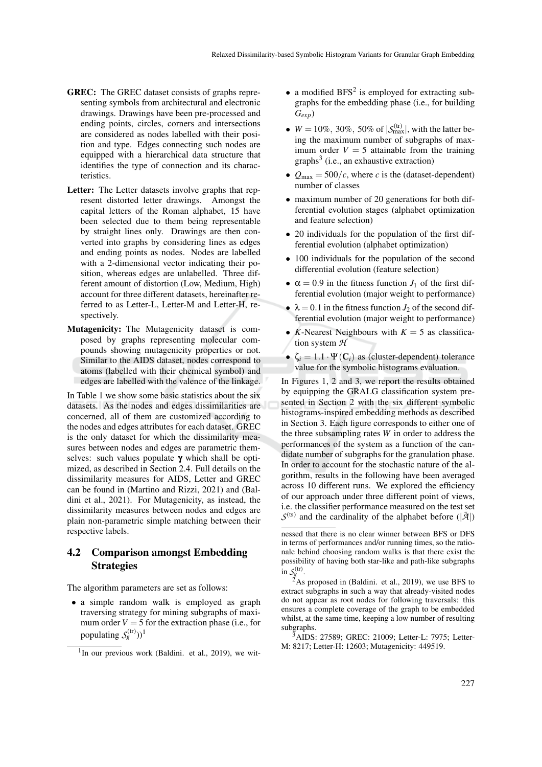**GREC:** The GREC dataset consists of graphs representing symbols from architectural and electronic drawings. Drawings have been pre-processed and ending points, circles, corners and intersections are considered as nodes labelled with their position and type. Edges connecting such nodes are equipped with a hierarchical data structure that identifies the type of connection and its characteristics.

**Letter:** The Letter datasets involve graphs that represent distorted letter drawings. Amongst the capital letters of the Roman alphabet, 15 have been selected due to them being representable by straight lines only. Drawings are then converted into graphs by considering lines as edges and ending points as nodes. Nodes are labelled with a 2-dimensional vector indicating their position, whereas edges are unlabelled. Three different amount of distortion (Low, Medium, High) account for three different datasets, hereinafter referred to as Letter-L, Letter-M and Letter-H, respectively.

**Mutagenicity:** The Mutagenicity dataset is composed by graphs representing molecular compounds showing mutagenicity properties or not. Similar to the AIDS dataset, nodes correspond to atoms (labelled with their chemical symbol) and edges are labelled with the valence of the linkage.

In Table 1 we show some basic statistics about the six datasets. As the nodes and edges dissimilarities are concerned, all of them are customized according to the nodes and edges attributes for each dataset. GREC is the only dataset for which the dissimilarity measures between nodes and edges are parametric themselves: such values populate $\boldsymbol{\gamma}$ which shall be optimized, as described in Section 2.4. Full details on the dissimilarity measures for AIDS, Letter and GREC can be found in (Martino and Rizzi, 2021) and (Baldini et al., 2021). For Mutagenicity, as instead, the dissimilarity measures between nodes and edges are plain non-parametric simple matching between their respective labels.

## 4.2 Comparison amongst Embedding Strategies

The algorithm parameters are set as follows:

- a simple random walk is employed as graph traversing strategy for mining subgraphs of maximum order $V = 5$ for the extraction phase (i.e., for populating $\mathcal{S}_g^{(\mathrm{tr})}$)[1]
- a modified BFS[2] is employed for extracting subgraphs for the embedding phase (i.e., for building $G_{exp}$)
- $W = 10\%,\ 30\%,\ 50\%$ of $|\mathcal{S}_{\max}^{(\mathrm{tr})}|$, with the latter being the maximum number of subgraphs of maximum order $V = 5$ attainable from the training graphs[3] (i.e., an exhaustive extraction)
- $Q_{\max} = 500/c$, where $c$ is the (dataset-dependent) number of classes
- maximum number of 20 generations for both differential evolution stages (alphabet optimization and feature selection)
- 20 individuals for the population of the first differential evolution (alphabet optimization)
- 100 individuals for the population of the second differential evolution (feature selection)
- $\alpha = 0.9$ in the fitness function $J_1$ of the first differential evolution (major weight to performance)
- $\lambda = 0.1$ in the fitness function $J_2$ of the second differential evolution (major weight to performance)
- $K$-Nearest Neighbours with $K = 5$ as classification system $\mathcal{H}$
- $\zeta_i = 1.1 \cdot \Psi(\mathbf{C}_i)$ as (cluster-dependent) tolerance value for the symbolic histograms evaluation.

In Figures 1, 2 and 3, we report the results obtained by equipping the GRALG classification system presented in Section 2 with the six different symbolic histograms-inspired embedding methods as described in Section 3. Each figure corresponds to either one of the three subsampling rates $W$ in order to address the performances of the system as a function of the candidate number of subgraphs for the granulation phase. In order to account for the stochastic nature of the algorithm, results in the following have been averaged across 10 different runs. We explored the efficiency of our approach under three different point of views, i.e. the classifier performance measured on the test set $\mathcal{S}^{(\mathrm{ts})}$ and the cardinality of the alphabet before ($|\tilde{\mathcal{A}}|$)

---

[1] In our previous work (Baldini. et al., 2019), we witnessed that there is no clear winner between BFS or DFS in terms of performances and/or running times, so the rationale behind choosing random walks is that there exist the possibility of having both star-like and path-like subgraphs in $\mathcal{S}_g^{(\mathrm{tr})}$.

[2] As proposed in (Baldini. et al., 2019), we use BFS to extract subgraphs in such a way that already-visited nodes do not appear as root nodes for following traversals: this ensures a complete coverage of the graph to be embedded whilst, at the same time, keeping a low number of resulting subgraphs.

[3] AIDS: 27589; GREC: 21009; Letter-L: 7975; Letter-M: 8217; Letter-H: 12603; Mutagenicity: 449519.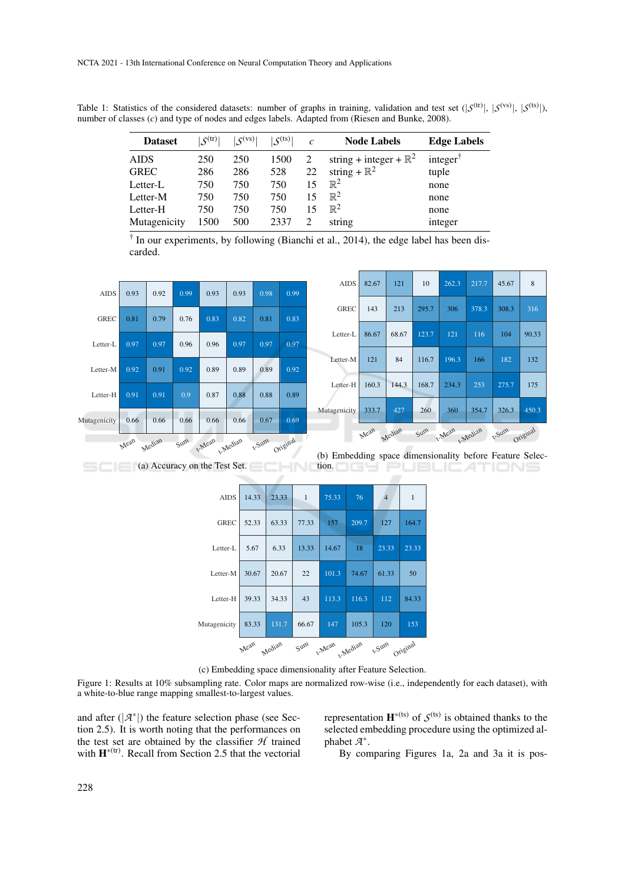Table 1: Statistics of the considered datasets: number of graphs in training, validation and test set ($|\mathcal{S}^{(\mathrm{tr})}|$, $|\mathcal{S}^{(\mathrm{vs})}|$, $|\mathcal{S}^{(\mathrm{ts})}|$), number of classes ($c$) and type of nodes and edges labels. Adapted from (Riesen and Bunke, 2008).

| Dataset | $\lvert\mathcal{S}^{(\mathrm{tr})}\rvert$ | $\lvert\mathcal{S}^{(\mathrm{vs})}\rvert$ | $\lvert\mathcal{S}^{(\mathrm{ts})}\rvert$ | $c$ | Node Labels | Edge Labels |
|---|---|---|---|---|---|---|
| AIDS | 250 | 250 | 1500 | 2 | string + integer + $\mathbb{R}^2$ | integer[†] |
| GREC | 286 | 286 | 528 | 22 | string + $\mathbb{R}^2$ | tuple |
| Letter-L | 750 | 750 | 750 | 15 | $\mathbb{R}^2$ | none |
| Letter-M | 750 | 750 | 750 | 15 | $\mathbb{R}^2$ | none |
| Letter-H | 750 | 750 | 750 | 15 | $\mathbb{R}^2$ | none |
| Mutagenicity | 1500 | 500 | 2337 | 2 | string | integer |

[†] In our experiments, by following (Bianchi et al., 2014), the edge label has been discarded.

| | Mean | Median | Sum | t-Mean | t-Median | t-Sum | Original |
|---|---|---|---|---|---|---|---|
| AIDS | 0.93 | 0.92 | 0.99 | 0.93 | 0.93 | 0.98 | 0.99 |
| GREC | 0.81 | 0.79 | 0.76 | 0.83 | 0.82 | 0.81 | 0.83 |
| Letter-L | 0.97 | 0.97 | 0.96 | 0.96 | 0.97 | 0.97 | 0.97 |
| Letter-M | 0.92 | 0.91 | 0.92 | 0.89 | 0.89 | 0.89 | 0.92 |
| Letter-H | 0.91 | 0.91 | 0.9 | 0.87 | 0.88 | 0.88 | 0.89 |
| Mutagenicity | 0.66 | 0.66 | 0.66 | 0.66 | 0.66 | 0.67 | 0.69 |

(a) Accuracy on the Test Set.

| | Mean | Median | Sum | t-Mean | t-Median | t-Sum | Original |
|---|---|---|---|---|---|---|---|
| AIDS | 82.67 | 121 | 10 | 262.3 | 217.7 | 45.67 | 8 |
| GREC | 143 | 213 | 295.7 | 306 | 378.3 | 308.3 | 316 |
| Letter-L | 86.67 | 68.67 | 123.7 | 121 | 116 | 104 | 90.33 |
| Letter-M | 121 | 84 | 116.7 | 196.3 | 166 | 182 | 132 |
| Letter-H | 160.3 | 144.3 | 168.7 | 234.3 | 253 | 275.7 | 175 |
| Mutagenicity | 333.7 | 427 | 260 | 360 | 354.7 | 326.3 | 450.3 |

(b) Embedding space dimensionality before Feature Selection.

| | Mean | Median | Sum | t-Mean | t-Median | t-Sum | Original |
|---|---|---|---|---|---|---|---|
| AIDS | 14.33 | 23.33 | 1 | 75.33 | 76 | 4 | 1 |
| GREC | 52.33 | 63.33 | 77.33 | 157 | 209.7 | 127 | 164.7 |
| Letter-L | 5.67 | 6.33 | 13.33 | 14.67 | 18 | 23.33 | 23.33 |
| Letter-M | 30.67 | 20.67 | 22 | 101.3 | 74.67 | 61.33 | 50 |
| Letter-H | 39.33 | 34.33 | 43 | 113.3 | 116.3 | 112 | 84.33 |
| Mutagenicity | 83.33 | 131.7 | 66.67 | 147 | 105.3 | 120 | 153 |

(c) Embedding space dimensionality after Feature Selection.

Figure 1: Results at 10% subsampling rate. Color maps are normalized row-wise (i.e., independently for each dataset), with a white-to-blue range mapping smallest-to-largest values.

and after ($|\mathcal{A}^{*}|$) the feature selection phase (see Section 2.5). It is worth noting that the performances on the test set are obtained by the classifier $\mathcal{H}$ trained with $\mathbf{H}^{*(\mathrm{tr})}$. Recall from Section 2.5 that the vectorial representation $\mathbf{H}^{*(\mathrm{ts})}$ of $\mathcal{S}^{(\mathrm{ts})}$ is obtained thanks to the selected embedding procedure using the optimized alphabet $\mathcal{A}^{*}$.

By comparing Figures 1a, 2a and 3a it is pos-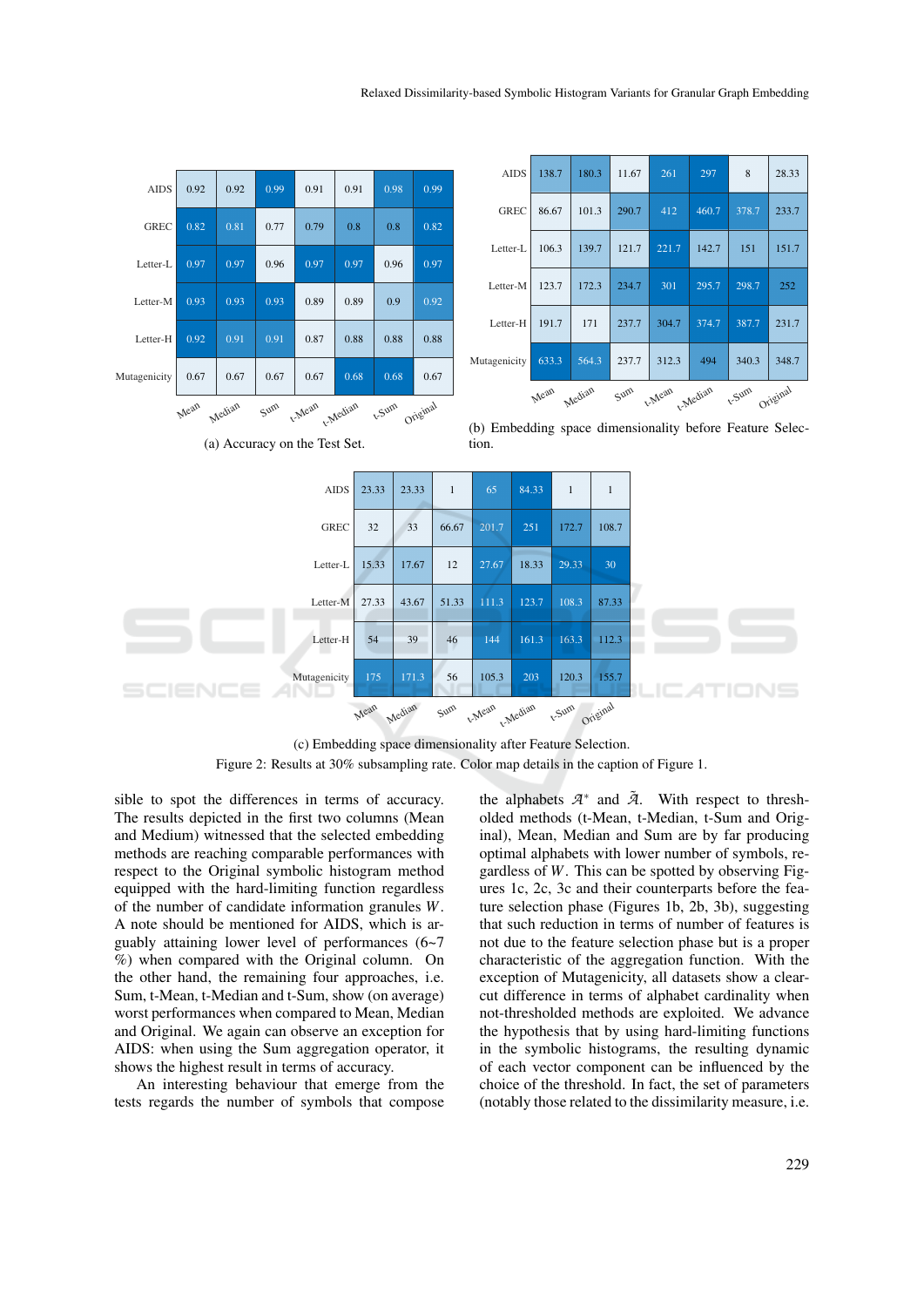|  | Mean | Median | Sum | t-Mean | t-Median | t-Sum | Original |
|---|---|---|---|---|---|---|---|
| AIDS | 0.92 | 0.92 | 0.99 | 0.91 | 0.91 | 0.98 | 0.99 |
| GREC | 0.82 | 0.81 | 0.77 | 0.79 | 0.8 | 0.8 | 0.82 |
| Letter-L | 0.97 | 0.97 | 0.96 | 0.97 | 0.97 | 0.96 | 0.97 |
| Letter-M | 0.93 | 0.93 | 0.93 | 0.89 | 0.89 | 0.9 | 0.92 |
| Letter-H | 0.92 | 0.91 | 0.91 | 0.87 | 0.88 | 0.88 | 0.88 |
| Mutagenicity | 0.67 | 0.67 | 0.67 | 0.67 | 0.68 | 0.68 | 0.67 |

(a) Accuracy on the Test Set.

|  | Mean | Median | Sum | t-Mean | t-Median | t-Sum | Original |
|---|---|---|---|---|---|---|---|
| AIDS | 138.7 | 180.3 | 11.67 | 261 | 297 | 8 | 28.33 |
| GREC | 86.67 | 101.3 | 290.7 | 412 | 460.7 | 378.7 | 233.7 |
| Letter-L | 106.3 | 139.7 | 121.7 | 221.7 | 142.7 | 151 | 151.7 |
| Letter-M | 123.7 | 172.3 | 234.7 | 301 | 295.7 | 298.7 | 252 |
| Letter-H | 191.7 | 171 | 237.7 | 304.7 | 374.7 | 387.7 | 231.7 |
| Mutagenicity | 633.3 | 564.3 | 237.7 | 312.3 | 494 | 340.3 | 348.7 |

(b) Embedding space dimensionality before Feature Selection.

|  | Mean | Median | Sum | t-Mean | t-Median | t-Sum | Original |
|---|---|---|---|---|---|---|---|
| AIDS | 23.33 | 23.33 | 1 | 65 | 84.33 | 1 | 1 |
| GREC | 32 | 33 | 66.67 | 201.7 | 251 | 172.7 | 108.7 |
| Letter-L | 15.33 | 17.67 | 12 | 27.67 | 18.33 | 29.33 | 30 |
| Letter-M | 27.33 | 43.67 | 51.33 | 111.3 | 123.7 | 108.3 | 87.33 |
| Letter-H | 54 | 39 | 46 | 144 | 161.3 | 163.3 | 112.3 |
| Mutagenicity | 175 | 171.3 | 56 | 105.3 | 203 | 120.3 | 155.7 |

(c) Embedding space dimensionality after Feature Selection.

Figure 2: Results at 30% subsampling rate. Color map details in the caption of Figure 1.

sible to spot the differences in terms of accuracy. The results depicted in the first two columns (Mean and Medium) witnessed that the selected embedding methods are reaching comparable performances with respect to the Original symbolic histogram method equipped with the hard-limiting function regardless of the number of candidate information granules $W$. A note should be mentioned for AIDS, which is arguably attaining lower level of performances (6~7 %) when compared with the Original column. On the other hand, the remaining four approaches, i.e. Sum, t-Mean, t-Median and t-Sum, show (on average) worst performances when compared to Mean, Median and Original. We again can observe an exception for AIDS: when using the Sum aggregation operator, it shows the highest result in terms of accuracy.

An interesting behaviour that emerge from the tests regards the number of symbols that compose the alphabets $\mathcal{A}^*$ and $\tilde{\mathcal{A}}$. With respect to thresholded methods (t-Mean, t-Median, t-Sum and Original), Mean, Median and Sum are by far producing optimal alphabets with lower number of symbols, regardless of $W$. This can be spotted by observing Figures 1c, 2c, 3c and their counterparts before the feature selection phase (Figures 1b, 2b, 3b), suggesting that such reduction in terms of number of features is not due to the feature selection phase but is a proper characteristic of the aggregation function. With the exception of Mutagenicity, all datasets show a clear-cut difference in terms of alphabet cardinality when not-thresholded methods are exploited. We advance the hypothesis that by using hard-limiting functions in the symbolic histograms, the resulting dynamic of each vector component can be influenced by the choice of the threshold. In fact, the set of parameters (notably those related to the dissimilarity measure, i.e.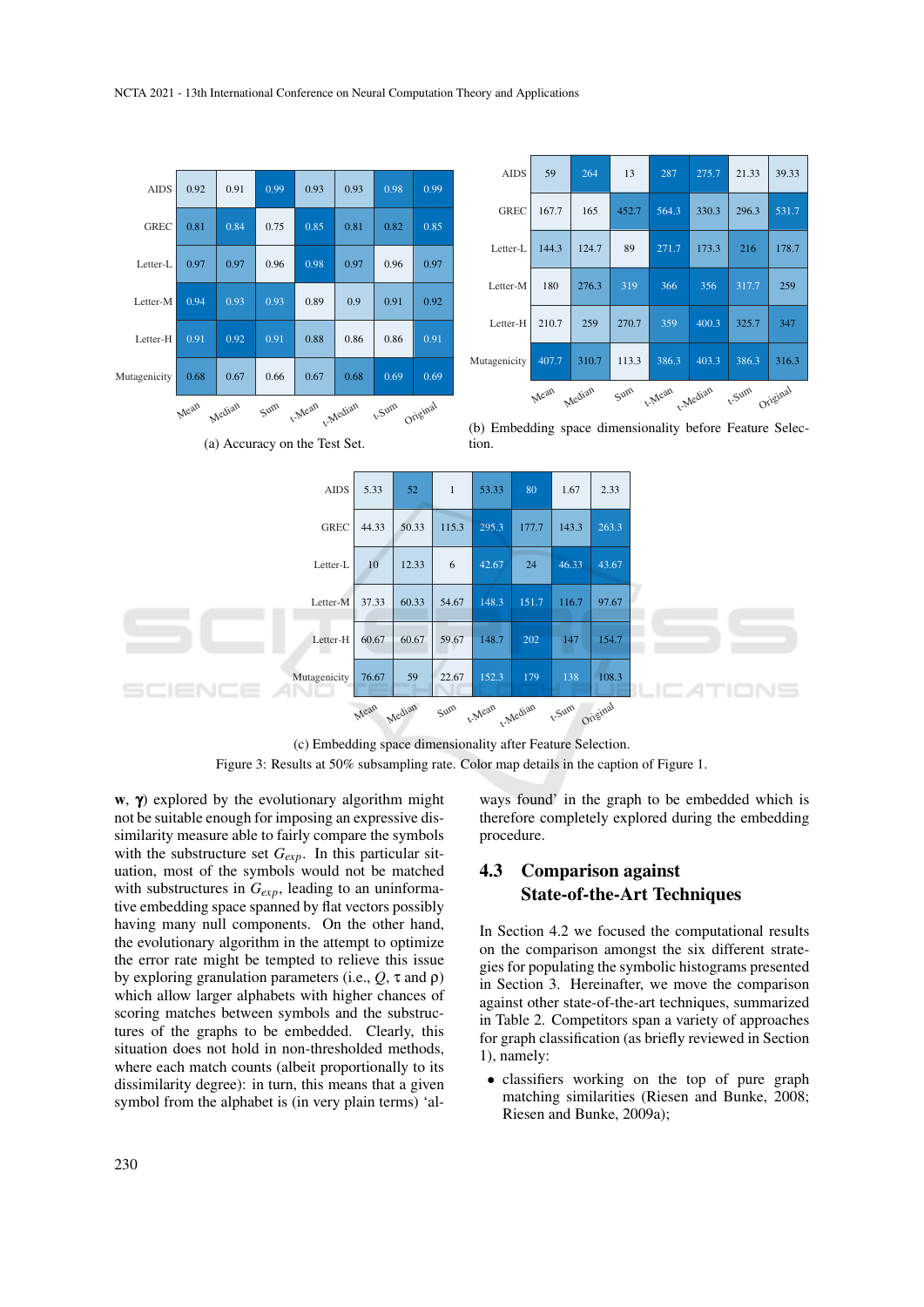| | Mean | Median | Sum | t-Mean | t-Median | t-Sum | Original |
|---|---|---|---|---|---|---|---|
| AIDS | 0.92 | 0.91 | 0.99 | 0.93 | 0.93 | 0.98 | 0.99 |
| GREC | 0.81 | 0.84 | 0.75 | 0.85 | 0.81 | 0.82 | 0.85 |
| Letter-L | 0.97 | 0.97 | 0.96 | 0.98 | 0.97 | 0.96 | 0.97 |
| Letter-M | 0.94 | 0.93 | 0.93 | 0.89 | 0.9 | 0.91 | 0.92 |
| Letter-H | 0.91 | 0.92 | 0.91 | 0.88 | 0.86 | 0.86 | 0.91 |
| Mutagenicity | 0.68 | 0.67 | 0.66 | 0.67 | 0.68 | 0.69 | 0.69 |

(a) Accuracy on the Test Set.

| | Mean | Median | Sum | t-Mean | t-Median | t-Sum | Original |
|---|---|---|---|---|---|---|---|
| AIDS | 59 | 264 | 13 | 287 | 275.7 | 21.33 | 39.33 |
| GREC | 167.7 | 165 | 452.7 | 564.3 | 330.3 | 296.3 | 531.7 |
| Letter-L | 144.3 | 124.7 | 89 | 271.7 | 173.3 | 216 | 178.7 |
| Letter-M | 180 | 276.3 | 319 | 366 | 356 | 317.7 | 259 |
| Letter-H | 210.7 | 259 | 270.7 | 359 | 400.3 | 325.7 | 347 |
| Mutagenicity | 407.7 | 310.7 | 113.3 | 386.3 | 403.3 | 386.3 | 316.3 |

(b) Embedding space dimensionality before Feature Selection.

| | Mean | Median | Sum | t-Mean | t-Median | t-Sum | Original |
|---|---|---|---|---|---|---|---|
| AIDS | 5.33 | 52 | 1 | 53.33 | 80 | 1.67 | 2.33 |
| GREC | 44.33 | 50.33 | 115.3 | 295.3 | 177.7 | 143.3 | 263.3 |
| Letter-L | 10 | 12.33 | 6 | 42.67 | 24 | 46.33 | 43.67 |
| Letter-M | 37.33 | 60.33 | 54.67 | 148.3 | 151.7 | 116.7 | 97.67 |
| Letter-H | 60.67 | 60.67 | 59.67 | 148.7 | 202 | 147 | 154.7 |
| Mutagenicity | 76.67 | 59 | 22.67 | 152.3 | 179 | 138 | 108.3 |

(c) Embedding space dimensionality after Feature Selection.

Figure 3: Results at 50% subsampling rate. Color map details in the caption of Figure 1.

**w**, $\boldsymbol{\gamma}$) explored by the evolutionary algorithm might not be suitable enough for imposing an expressive dissimilarity measure able to fairly compare the symbols with the substructure set $G_{exp}$. In this particular situation, most of the symbols would not be matched with substructures in $G_{exp}$, leading to an uninformative embedding space spanned by flat vectors possibly having many null components. On the other hand, the evolutionary algorithm in the attempt to optimize the error rate might be tempted to relieve this issue by exploring granulation parameters (i.e., $Q$, $\tau$ and $\rho$) which allow larger alphabets with higher chances of scoring matches between symbols and the substructures of the graphs to be embedded. Clearly, this situation does not hold in non-thresholded methods, where each match counts (albeit proportionally to its dissimilarity degree): in turn, this means that a given symbol from the alphabet is (in very plain terms) 'always found' in the graph to be embedded which is therefore completely explored during the embedding procedure.

## 4.3 Comparison against State-of-the-Art Techniques

In Section 4.2 we focused the computational results on the comparison amongst the six different strategies for populating the symbolic histograms presented in Section 3. Hereinafter, we move the comparison against other state-of-the-art techniques, summarized in Table 2. Competitors span a variety of approaches for graph classification (as briefly reviewed in Section 1), namely:

- classifiers working on the top of pure graph matching similarities (Riesen and Bunke, 2008; Riesen and Bunke, 2009a);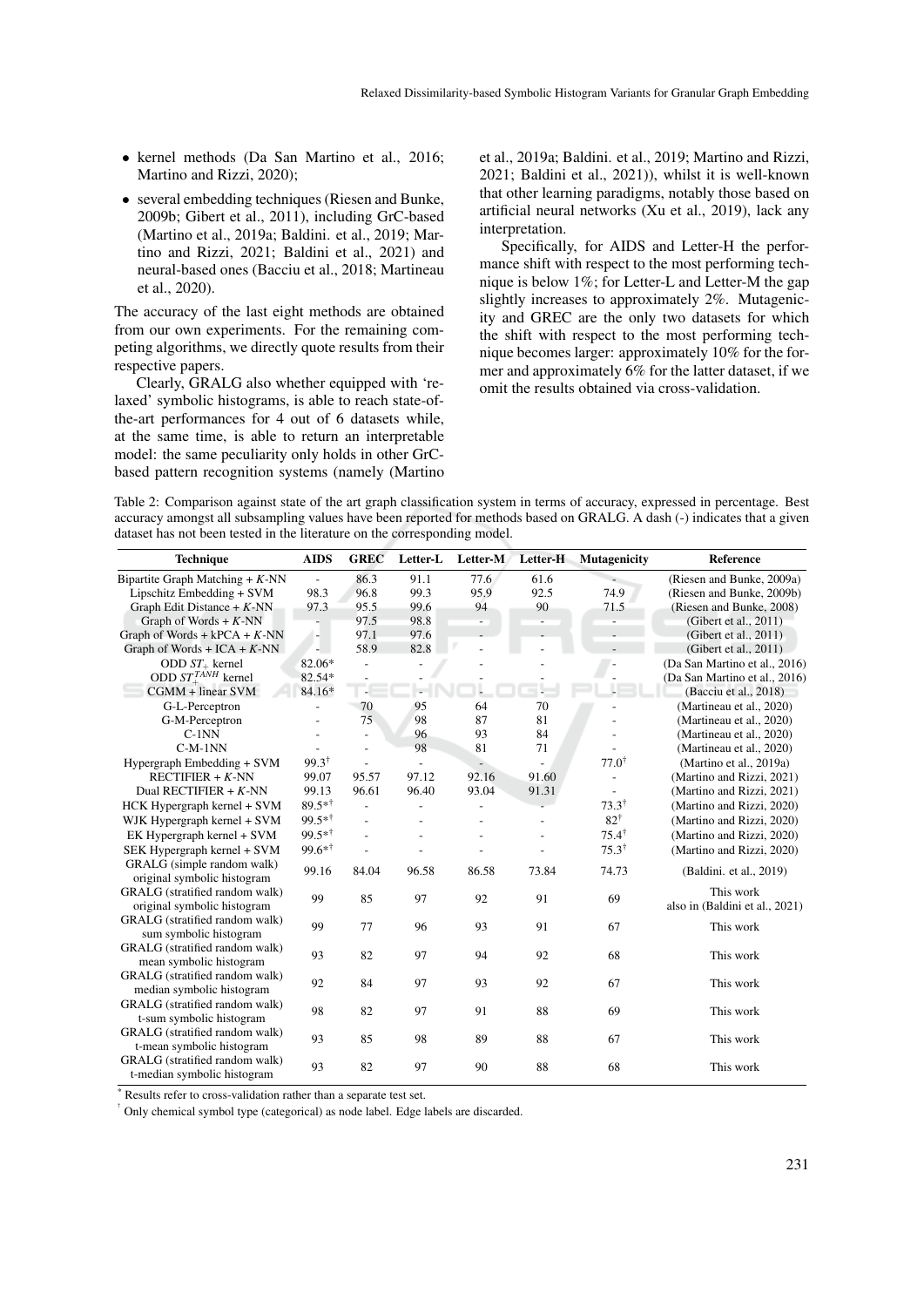- kernel methods (Da San Martino et al., 2016; Martino and Rizzi, 2020);
- several embedding techniques (Riesen and Bunke, 2009b; Gibert et al., 2011), including GrC-based (Martino et al., 2019a; Baldini. et al., 2019; Martino and Rizzi, 2021; Baldini et al., 2021) and neural-based ones (Bacciu et al., 2018; Martineau et al., 2020).

The accuracy of the last eight methods are obtained from our own experiments. For the remaining competing algorithms, we directly quote results from their respective papers.

Clearly, GRALG also whether equipped with 'relaxed' symbolic histograms, is able to reach state-of-the-art performances for 4 out of 6 datasets while, at the same time, is able to return an interpretable model: the same peculiarity only holds in other GrC-based pattern recognition systems (namely (Martino et al., 2019a; Baldini. et al., 2019; Martino and Rizzi, 2021; Baldini et al., 2021)), whilst it is well-known that other learning paradigms, notably those based on artificial neural networks (Xu et al., 2019), lack any interpretation.

Specifically, for AIDS and Letter-H the performance shift with respect to the most performing technique is below 1%; for Letter-L and Letter-M the gap slightly increases to approximately 2%. Mutagenicity and GREC are the only two datasets for which the shift with respect to the most performing technique becomes larger: approximately 10% for the former and approximately 6% for the latter dataset, if we omit the results obtained via cross-validation.

Table 2: Comparison against state of the art graph classification system in terms of accuracy, expressed in percentage. Best accuracy amongst all subsampling values have been reported for methods based on GRALG. A dash (-) indicates that a given dataset has not been tested in the literature on the corresponding model.

| Technique | AIDS | GREC | Letter-L | Letter-M | Letter-H | Mutagenicity | Reference |
|---|---|---|---|---|---|---|---|
| Bipartite Graph Matching + $K$-NN | - | 86.3 | 91.1 | 77.6 | 61.6 | - | (Riesen and Bunke, 2009a) |
| Lipschitz Embedding + SVM | 98.3 | 96.8 | 99.3 | 95.9 | 92.5 | 74.9 | (Riesen and Bunke, 2009b) |
| Graph Edit Distance + $K$-NN | 97.3 | 95.5 | 99.6 | 94 | 90 | 71.5 | (Riesen and Bunke, 2008) |
| Graph of Words + $K$-NN | - | 97.5 | 98.8 | - | - | - | (Gibert et al., 2011) |
| Graph of Words + kPCA + $K$-NN | - | 97.1 | 97.6 | - | - | - | (Gibert et al., 2011) |
| Graph of Words + ICA + $K$-NN | - | 58.9 | 82.8 | - | - | - | (Gibert et al., 2011) |
| ODD $ST_+$ kernel | 82.06* | - | - | - | - | - | (Da San Martino et al., 2016) |
| ODD $ST_+^{TANH}$ kernel | 82.54* | - | - | - | - | - | (Da San Martino et al., 2016) |
| CGMM + linear SVM | 84.16* | - | - | - | - | - | (Bacciu et al., 2018) |
| G-L-Perceptron | - | 70 | 95 | 64 | 70 | - | (Martineau et al., 2020) |
| G-M-Perceptron | - | 75 | 98 | 87 | 81 | - | (Martineau et al., 2020) |
| C-1NN | - | - | 96 | 93 | 84 | - | (Martineau et al., 2020) |
| C-M-1NN | - | - | 98 | 81 | 71 | - | (Martineau et al., 2020) |
| Hypergraph Embedding + SVM | 99.3† | - | - | - | - | 77.0† | (Martino et al., 2019a) |
| RECTIFIER + $K$-NN | 99.07 | 95.57 | 97.12 | 92.16 | 91.60 | - | (Martino and Rizzi, 2021) |
| Dual RECTIFIER + $K$-NN | 99.13 | 96.61 | 96.40 | 93.04 | 91.31 | - | (Martino and Rizzi, 2021) |
| HCK Hypergraph kernel + SVM | 89.5*† | - | - | - | - | 73.3† | (Martino and Rizzi, 2020) |
| WJK Hypergraph kernel + SVM | 99.5*† | - | - | - | - | 82† | (Martino and Rizzi, 2020) |
| EK Hypergraph kernel + SVM | 99.5*† | - | - | - | - | 75.4† | (Martino and Rizzi, 2020) |
| SEK Hypergraph kernel + SVM | 99.6*† | - | - | - | - | 75.3† | (Martino and Rizzi, 2020) |
| GRALG (simple random walk) original symbolic histogram | 99.16 | 84.04 | 96.58 | 86.58 | 73.84 | 74.73 | (Baldini. et al., 2019) |
| GRALG (stratified random walk) original symbolic histogram | 99 | 85 | 97 | 92 | 91 | 69 | This work also in (Baldini et al., 2021) |
| GRALG (stratified random walk) sum symbolic histogram | 99 | 77 | 96 | 93 | 91 | 67 | This work |
| GRALG (stratified random walk) mean symbolic histogram | 93 | 82 | 97 | 94 | 92 | 68 | This work |
| GRALG (stratified random walk) median symbolic histogram | 92 | 84 | 97 | 93 | 92 | 67 | This work |
| GRALG (stratified random walk) t-sum symbolic histogram | 98 | 82 | 97 | 91 | 88 | 69 | This work |
| GRALG (stratified random walk) t-mean symbolic histogram | 93 | 85 | 98 | 89 | 88 | 67 | This work |
| GRALG (stratified random walk) t-median symbolic histogram | 93 | 82 | 97 | 90 | 88 | 68 | This work |

\* Results refer to cross-validation rather than a separate test set.

† Only chemical symbol type (categorical) as node label. Edge labels are discarded.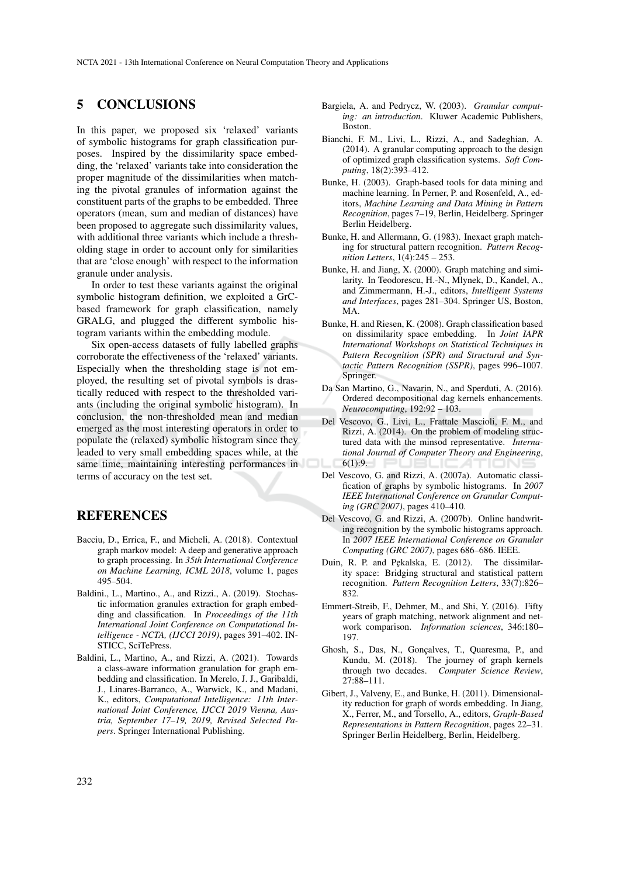## 5 CONCLUSIONS

In this paper, we proposed six 'relaxed' variants of symbolic histograms for graph classification purposes. Inspired by the dissimilarity space embedding, the 'relaxed' variants take into consideration the proper magnitude of the dissimilarities when matching the pivotal granules of information against the constituent parts of the graphs to be embedded. Three operators (mean, sum and median of distances) have been proposed to aggregate such dissimilarity values, with additional three variants which include a thresholding stage in order to account only for similarities that are 'close enough' with respect to the information granule under analysis.

In order to test these variants against the original symbolic histogram definition, we exploited a GrC-based framework for graph classification, namely GRALG, and plugged the different symbolic histogram variants within the embedding module.

Six open-access datasets of fully labelled graphs corroborate the effectiveness of the 'relaxed' variants. Especially when the thresholding stage is not employed, the resulting set of pivotal symbols is drastically reduced with respect to the thresholded variants (including the original symbolic histogram). In conclusion, the non-thresholded mean and median emerged as the most interesting operators in order to populate the (relaxed) symbolic histogram since they leaded to very small embedding spaces while, at the same time, maintaining interesting performances in terms of accuracy on the test set.

## REFERENCES

Bacciu, D., Errica, F., and Micheli, A. (2018). Contextual graph markov model: A deep and generative approach to graph processing. In *35th International Conference on Machine Learning, ICML 2018*, volume 1, pages 495–504.

Baldini., L., Martino., A., and Rizzi., A. (2019). Stochastic information granules extraction for graph embedding and classification. In *Proceedings of the 11th International Joint Conference on Computational Intelligence - NCTA, (IJCCI 2019)*, pages 391–402. INSTICC, SciTePress.

Baldini, L., Martino, A., and Rizzi, A. (2021). Towards a class-aware information granulation for graph embedding and classification. In Merelo, J. J., Garibaldi, J., Linares-Barranco, A., Warwick, K., and Madani, K., editors, *Computational Intelligence: 11th International Joint Conference, IJCCI 2019 Vienna, Austria, September 17–19, 2019, Revised Selected Papers*. Springer International Publishing.

Bargiela, A. and Pedrycz, W. (2003). *Granular computing: an introduction*. Kluwer Academic Publishers, Boston.

Bianchi, F. M., Livi, L., Rizzi, A., and Sadeghian, A. (2014). A granular computing approach to the design of optimized graph classification systems. *Soft Computing*, 18(2):393–412.

Bunke, H. (2003). Graph-based tools for data mining and machine learning. In Perner, P. and Rosenfeld, A., editors, *Machine Learning and Data Mining in Pattern Recognition*, pages 7–19, Berlin, Heidelberg. Springer Berlin Heidelberg.

Bunke, H. and Allermann, G. (1983). Inexact graph matching for structural pattern recognition. *Pattern Recognition Letters*, 1(4):245 – 253.

Bunke, H. and Jiang, X. (2000). Graph matching and similarity. In Teodorescu, H.-N., Mlynek, D., Kandel, A., and Zimmermann, H.-J., editors, *Intelligent Systems and Interfaces*, pages 281–304. Springer US, Boston, MA.

Bunke, H. and Riesen, K. (2008). Graph classification based on dissimilarity space embedding. In *Joint IAPR International Workshops on Statistical Techniques in Pattern Recognition (SPR) and Structural and Syntactic Pattern Recognition (SSPR)*, pages 996–1007. Springer.

Da San Martino, G., Navarin, N., and Sperduti, A. (2016). Ordered decompositional dag kernels enhancements. *Neurocomputing*, 192:92 – 103.

Del Vescovo, G., Livi, L., Frattale Mascioli, F. M., and Rizzi, A. (2014). On the problem of modeling structured data with the minsod representative. *International Journal of Computer Theory and Engineering*, 6(1):9.

Del Vescovo, G. and Rizzi, A. (2007a). Automatic classification of graphs by symbolic histograms. In *2007 IEEE International Conference on Granular Computing (GRC 2007)*, pages 410–410.

Del Vescovo, G. and Rizzi, A. (2007b). Online handwriting recognition by the symbolic histograms approach. In *2007 IEEE International Conference on Granular Computing (GRC 2007)*, pages 686–686. IEEE.

Duin, R. P. and Pękalska, E. (2012). The dissimilarity space: Bridging structural and statistical pattern recognition. *Pattern Recognition Letters*, 33(7):826–832.

Emmert-Streib, F., Dehmer, M., and Shi, Y. (2016). Fifty years of graph matching, network alignment and network comparison. *Information sciences*, 346:180–197.

Ghosh, S., Das, N., Gonçalves, T., Quaresma, P., and Kundu, M. (2018). The journey of graph kernels through two decades. *Computer Science Review*, 27:88–111.

Gibert, J., Valveny, E., and Bunke, H. (2011). Dimensionality reduction for graph of words embedding. In Jiang, X., Ferrer, M., and Torsello, A., editors, *Graph-Based Representations in Pattern Recognition*, pages 22–31. Springer Berlin Heidelberg, Berlin, Heidelberg.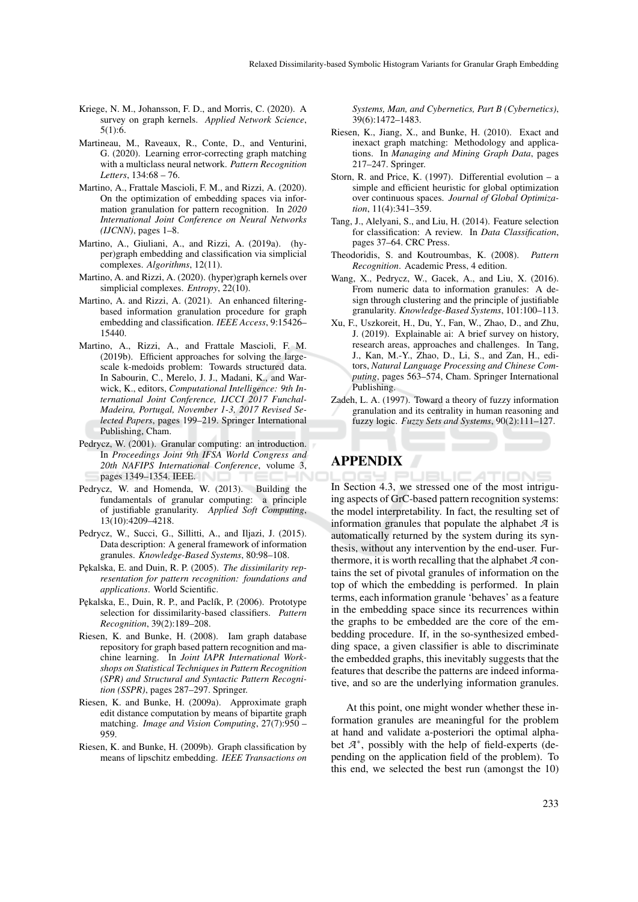Kriege, N. M., Johansson, F. D., and Morris, C. (2020). A survey on graph kernels. *Applied Network Science*, 5(1):6.

Martineau, M., Raveaux, R., Conte, D., and Venturini, G. (2020). Learning error-correcting graph matching with a multiclass neural network. *Pattern Recognition Letters*, 134:68 – 76.

Martino, A., Frattale Mascioli, F. M., and Rizzi, A. (2020). On the optimization of embedding spaces via information granulation for pattern recognition. In *2020 International Joint Conference on Neural Networks (IJCNN)*, pages 1–8.

Martino, A., Giuliani, A., and Rizzi, A. (2019a). (hyper)graph embedding and classification via simplicial complexes. *Algorithms*, 12(11).

Martino, A. and Rizzi, A. (2020). (hyper)graph kernels over simplicial complexes. *Entropy*, 22(10).

Martino, A. and Rizzi, A. (2021). An enhanced filtering-based information granulation procedure for graph embedding and classification. *IEEE Access*, 9:15426–15440.

Martino, A., Rizzi, A., and Frattale Mascioli, F. M. (2019b). Efficient approaches for solving the large-scale k-medoids problem: Towards structured data. In Sabourin, C., Merelo, J. J., Madani, K., and Warwick, K., editors, *Computational Intelligence: 9th International Joint Conference, IJCCI 2017 Funchal-Madeira, Portugal, November 1-3, 2017 Revised Selected Papers*, pages 199–219. Springer International Publishing, Cham.

Pedrycz, W. (2001). Granular computing: an introduction. In *Proceedings Joint 9th IFSA World Congress and 20th NAFIPS International Conference*, volume 3, pages 1349–1354. IEEE.

Pedrycz, W. and Homenda, W. (2013). Building the fundamentals of granular computing: a principle of justifiable granularity. *Applied Soft Computing*, 13(10):4209–4218.

Pedrycz, W., Succi, G., Sillitti, A., and Iljazi, J. (2015). Data description: A general framework of information granules. *Knowledge-Based Systems*, 80:98–108.

Pękalska, E. and Duin, R. P. (2005). *The dissimilarity representation for pattern recognition: foundations and applications*. World Scientific.

Pękalska, E., Duin, R. P., and Paclík, P. (2006). Prototype selection for dissimilarity-based classifiers. *Pattern Recognition*, 39(2):189–208.

Riesen, K. and Bunke, H. (2008). Iam graph database repository for graph based pattern recognition and machine learning. In *Joint IAPR International Workshops on Statistical Techniques in Pattern Recognition (SPR) and Structural and Syntactic Pattern Recognition (SSPR)*, pages 287–297. Springer.

Riesen, K. and Bunke, H. (2009a). Approximate graph edit distance computation by means of bipartite graph matching. *Image and Vision Computing*, 27(7):950 – 959.

Riesen, K. and Bunke, H. (2009b). Graph classification by means of lipschitz embedding. *IEEE Transactions on Systems, Man, and Cybernetics, Part B (Cybernetics)*, 39(6):1472–1483.

Riesen, K., Jiang, X., and Bunke, H. (2010). Exact and inexact graph matching: Methodology and applications. In *Managing and Mining Graph Data*, pages 217–247. Springer.

Storn, R. and Price, K. (1997). Differential evolution – a simple and efficient heuristic for global optimization over continuous spaces. *Journal of Global Optimization*, 11(4):341–359.

Tang, J., Alelyani, S., and Liu, H. (2014). Feature selection for classification: A review. In *Data Classification*, pages 37–64. CRC Press.

Theodoridis, S. and Koutroumbas, K. (2008). *Pattern Recognition*. Academic Press, 4 edition.

Wang, X., Pedrycz, W., Gacek, A., and Liu, X. (2016). From numeric data to information granules: A design through clustering and the principle of justifiable granularity. *Knowledge-Based Systems*, 101:100–113.

Xu, F., Uszkoreit, H., Du, Y., Fan, W., Zhao, D., and Zhu, J. (2019). Explainable ai: A brief survey on history, research areas, approaches and challenges. In Tang, J., Kan, M.-Y., Zhao, D., Li, S., and Zan, H., editors, *Natural Language Processing and Chinese Computing*, pages 563–574, Cham. Springer International Publishing.

Zadeh, L. A. (1997). Toward a theory of fuzzy information granulation and its centrality in human reasoning and fuzzy logic. *Fuzzy Sets and Systems*, 90(2):111–127.

# APPENDIX

In Section 4.3, we stressed one of the most intriguing aspects of GrC-based pattern recognition systems: the model interpretability. In fact, the resulting set of information granules that populate the alphabet $\mathcal{A}$ is automatically returned by the system during its synthesis, without any intervention by the end-user. Furthermore, it is worth recalling that the alphabet $\mathcal{A}$ contains the set of pivotal granules of information on the top of which the embedding is performed. In plain terms, each information granule 'behaves' as a feature in the embedding space since its recurrences within the graphs to be embedded are the core of the embedding procedure. If, in the so-synthesized embedding space, a given classifier is able to discriminate the embedded graphs, this inevitably suggests that the features that describe the patterns are indeed informative, and so are the underlying information granules.

At this point, one might wonder whether these information granules are meaningful for the problem at hand and validate a-posteriori the optimal alphabet $\mathcal{A}^*$, possibly with the help of field-experts (depending on the application field of the problem). To this end, we selected the best run (amongst the 10)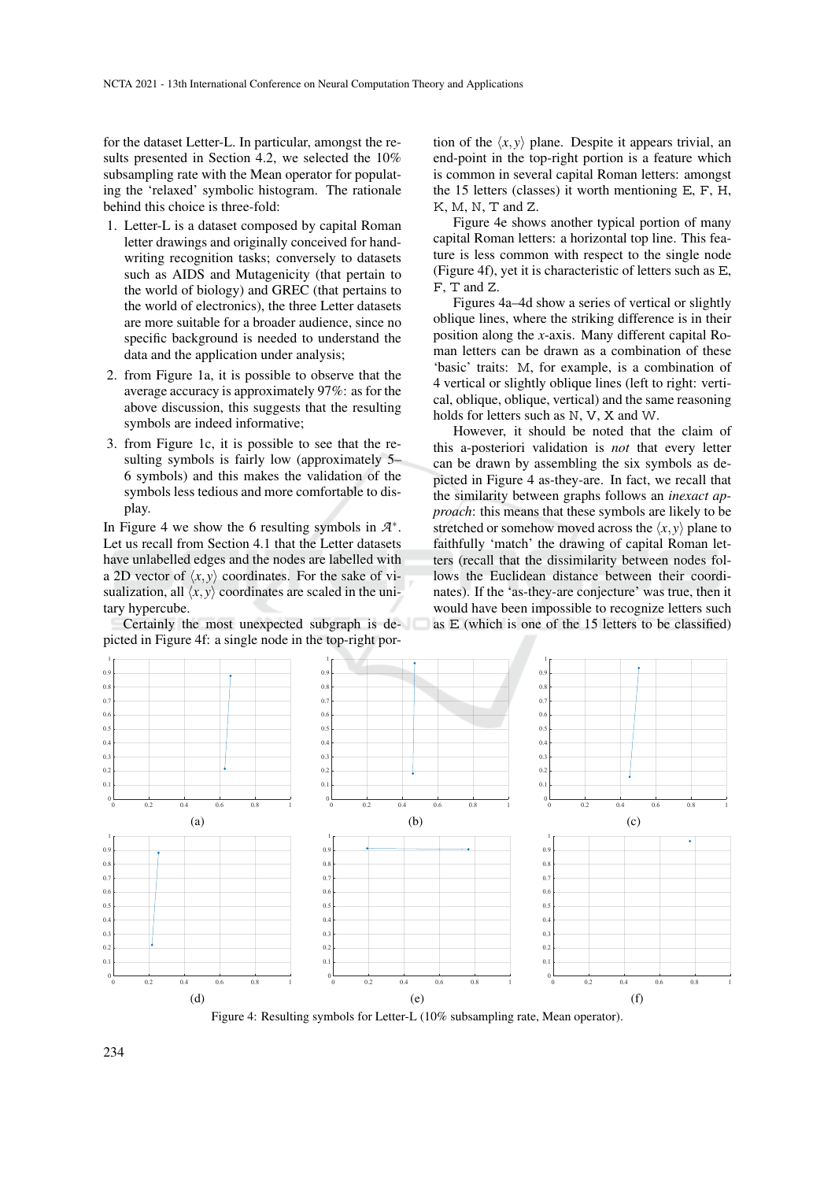for the dataset Letter-L. In particular, amongst the results presented in Section 4.2, we selected the 10% subsampling rate with the Mean operator for populating the 'relaxed' symbolic histogram. The rationale behind this choice is three-fold:

1. Letter-L is a dataset composed by capital Roman letter drawings and originally conceived for handwriting recognition tasks; conversely to datasets such as AIDS and Mutagenicity (that pertain to the world of biology) and GREC (that pertains to the world of electronics), the three Letter datasets are more suitable for a broader audience, since no specific background is needed to understand the data and the application under analysis;
2. from Figure 1a, it is possible to observe that the average accuracy is approximately 97%: as for the above discussion, this suggests that the resulting symbols are indeed informative;
3. from Figure 1c, it is possible to see that the resulting symbols is fairly low (approximately 5–6 symbols) and this makes the validation of the symbols less tedious and more comfortable to display.

In Figure 4 we show the 6 resulting symbols in $\mathcal{A}^*$. Let us recall from Section 4.1 that the Letter datasets have unlabelled edges and the nodes are labelled with a 2D vector of $\langle x, y \rangle$ coordinates. For the sake of visualization, all $\langle x, y \rangle$ coordinates are scaled in the unitary hypercube.

Certainly the most unexpected subgraph is depicted in Figure 4f: a single node in the top-right portion of the $\langle x, y \rangle$ plane. Despite it appears trivial, an end-point in the top-right portion is a feature which is common in several capital Roman letters: amongst the 15 letters (classes) it worth mentioning E, F, H, K, M, N, T and Z.

Figure 4e shows another typical portion of many capital Roman letters: a horizontal top line. This feature is less common with respect to the single node (Figure 4f), yet it is characteristic of letters such as E, F, T and Z.

Figures 4a–4d show a series of vertical or slightly oblique lines, where the striking difference is in their position along the $x$-axis. Many different capital Roman letters can be drawn as a combination of these 'basic' traits: M, for example, is a combination of 4 vertical or slightly oblique lines (left to right: vertical, oblique, oblique, vertical) and the same reasoning holds for letters such as N, V, X and W.

However, it should be noted that the claim of this a-posteriori validation is *not* that every letter can be drawn by assembling the six symbols as depicted in Figure 4 as-they-are. In fact, we recall that the similarity between graphs follows an *inexact approach*: this means that these symbols are likely to be stretched or somehow moved across the $\langle x, y \rangle$ plane to faithfully 'match' the drawing of capital Roman letters (recall that the dissimilarity between nodes follows the Euclidean distance between their coordinates). If the 'as-they-are conjecture' was true, then it would have been impossible to recognize letters such as E (which is one of the 15 letters to be classified)

Figure 4: Resulting symbols for Letter-L (10% subsampling rate, Mean operator).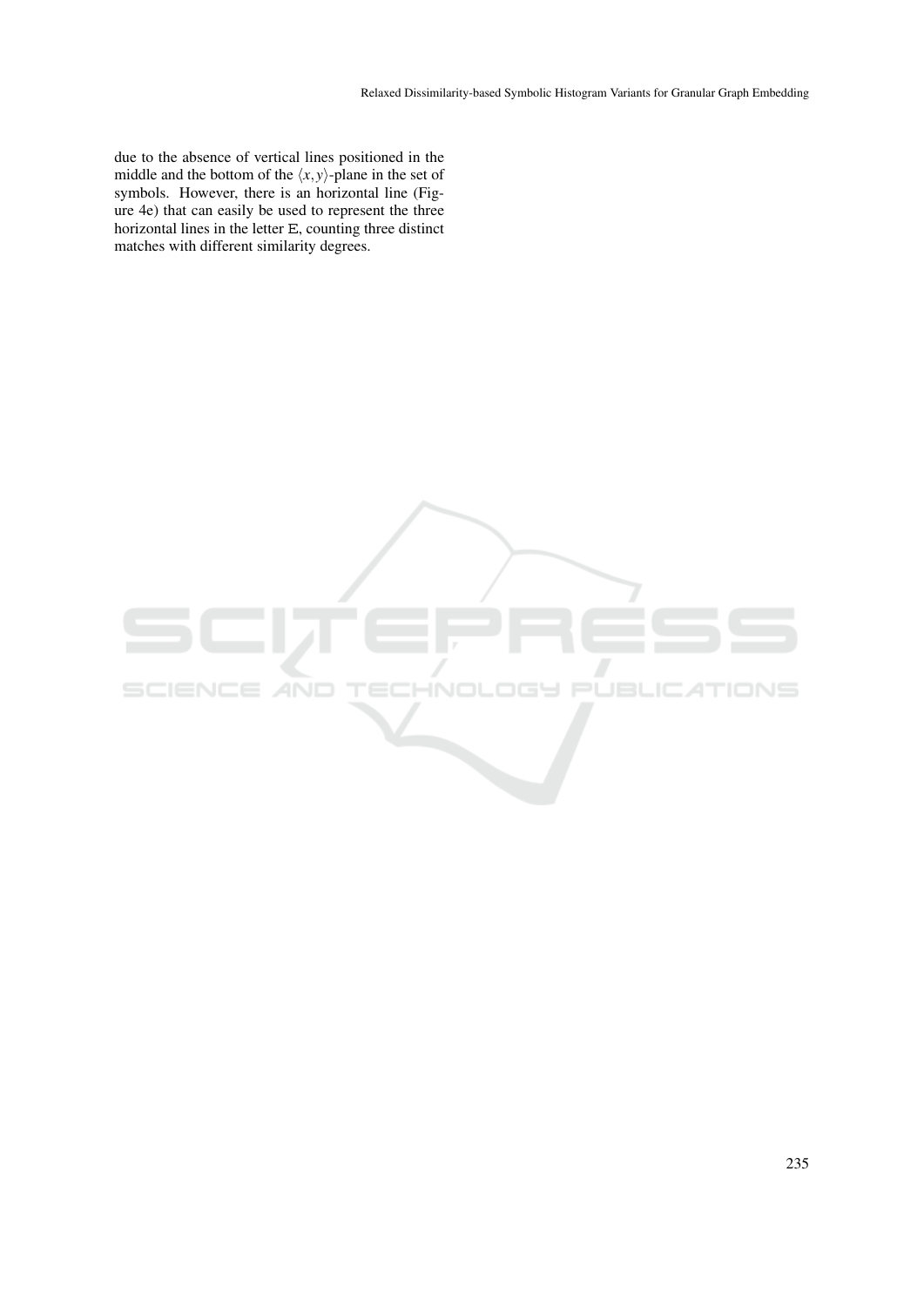due to the absence of vertical lines positioned in the middle and the bottom of the $\langle x, y \rangle$-plane in the set of symbols. However, there is an horizontal line (Figure 4e) that can easily be used to represent the three horizontal lines in the letter E, counting three distinct matches with different similarity degrees.